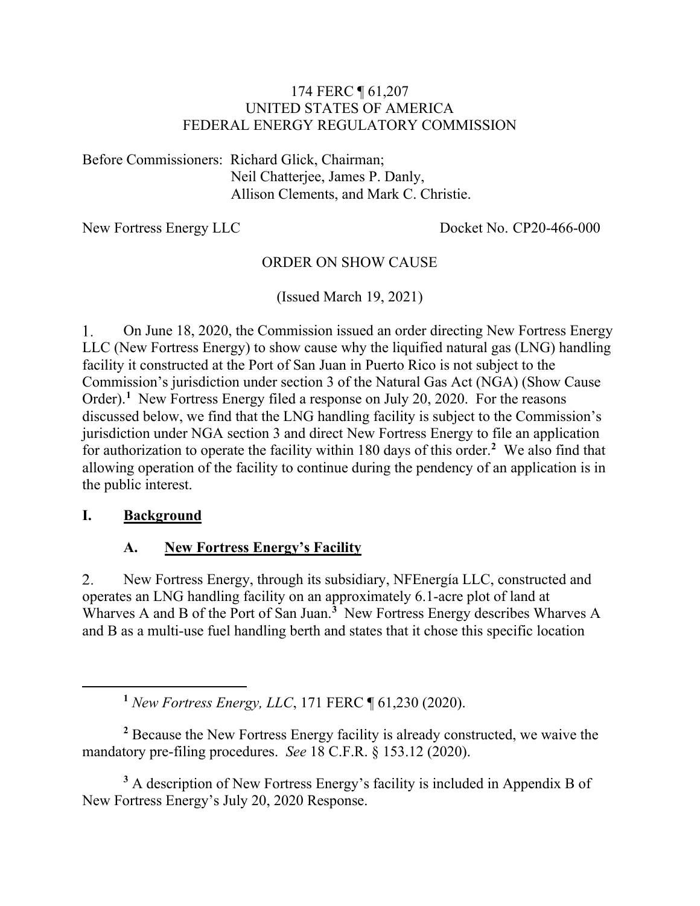174 FERC ¶ 61,207
UNITED STATES OF AMERICA
FEDERAL ENERGY REGULATORY COMMISSION

Before Commissioners: Richard Glick, Chairman;
Neil Chatterjee, James P. Danly,
Allison Clements, and Mark C. Christie.

New Fortress Energy LLC    Docket No. CP20-466-000

ORDER ON SHOW CAUSE

(Issued March 19, 2021)

1. On June 18, 2020, the Commission issued an order directing New Fortress Energy LLC (New Fortress Energy) to show cause why the liquified natural gas (LNG) handling facility it constructed at the Port of San Juan in Puerto Rico is not subject to the Commission's jurisdiction under section 3 of the Natural Gas Act (NGA) (Show Cause Order).[1] New Fortress Energy filed a response on July 20, 2020. For the reasons discussed below, we find that the LNG handling facility is subject to the Commission's jurisdiction under NGA section 3 and direct New Fortress Energy to file an application for authorization to operate the facility within 180 days of this order.[2] We also find that allowing operation of the facility to continue during the pendency of an application is in the public interest.

## I. Background

### A. New Fortress Energy's Facility

2. New Fortress Energy, through its subsidiary, NFEnergía LLC, constructed and operates an LNG handling facility on an approximately 6.1-acre plot of land at Wharves A and B of the Port of San Juan.[3] New Fortress Energy describes Wharves A and B as a multi-use fuel handling berth and states that it chose this specific location

---

[1] *New Fortress Energy, LLC*, 171 FERC ¶ 61,230 (2020).

[2] Because the New Fortress Energy facility is already constructed, we waive the mandatory pre-filing procedures. *See* 18 C.F.R. § 153.12 (2020).

[3] A description of New Fortress Energy's facility is included in Appendix B of New Fortress Energy's July 20, 2020 Response.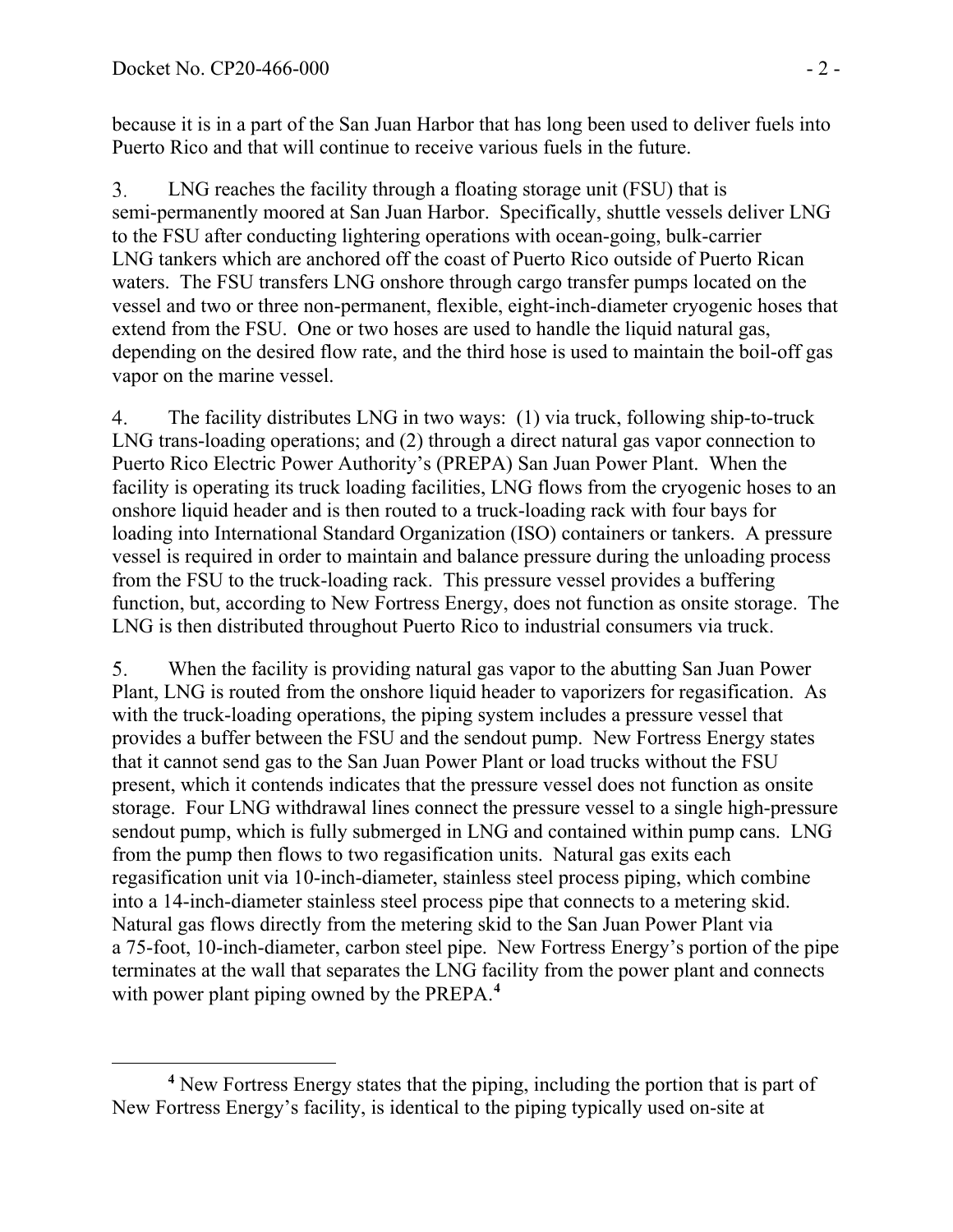because it is in a part of the San Juan Harbor that has long been used to deliver fuels into Puerto Rico and that will continue to receive various fuels in the future.

3. LNG reaches the facility through a floating storage unit (FSU) that is semi-permanently moored at San Juan Harbor. Specifically, shuttle vessels deliver LNG to the FSU after conducting lightering operations with ocean-going, bulk-carrier LNG tankers which are anchored off the coast of Puerto Rico outside of Puerto Rican waters. The FSU transfers LNG onshore through cargo transfer pumps located on the vessel and two or three non-permanent, flexible, eight-inch-diameter cryogenic hoses that extend from the FSU. One or two hoses are used to handle the liquid natural gas, depending on the desired flow rate, and the third hose is used to maintain the boil-off gas vapor on the marine vessel.

4. The facility distributes LNG in two ways: (1) via truck, following ship-to-truck LNG trans-loading operations; and (2) through a direct natural gas vapor connection to Puerto Rico Electric Power Authority's (PREPA) San Juan Power Plant. When the facility is operating its truck loading facilities, LNG flows from the cryogenic hoses to an onshore liquid header and is then routed to a truck-loading rack with four bays for loading into International Standard Organization (ISO) containers or tankers. A pressure vessel is required in order to maintain and balance pressure during the unloading process from the FSU to the truck-loading rack. This pressure vessel provides a buffering function, but, according to New Fortress Energy, does not function as onsite storage. The LNG is then distributed throughout Puerto Rico to industrial consumers via truck.

5. When the facility is providing natural gas vapor to the abutting San Juan Power Plant, LNG is routed from the onshore liquid header to vaporizers for regasification. As with the truck-loading operations, the piping system includes a pressure vessel that provides a buffer between the FSU and the sendout pump. New Fortress Energy states that it cannot send gas to the San Juan Power Plant or load trucks without the FSU present, which it contends indicates that the pressure vessel does not function as onsite storage. Four LNG withdrawal lines connect the pressure vessel to a single high-pressure sendout pump, which is fully submerged in LNG and contained within pump cans. LNG from the pump then flows to two regasification units. Natural gas exits each regasification unit via 10-inch-diameter, stainless steel process piping, which combine into a 14-inch-diameter stainless steel process pipe that connects to a metering skid. Natural gas flows directly from the metering skid to the San Juan Power Plant via a 75-foot, 10-inch-diameter, carbon steel pipe. New Fortress Energy's portion of the pipe terminates at the wall that separates the LNG facility from the power plant and connects with power plant piping owned by the PREPA.[4]

[4] New Fortress Energy states that the piping, including the portion that is part of New Fortress Energy's facility, is identical to the piping typically used on-site at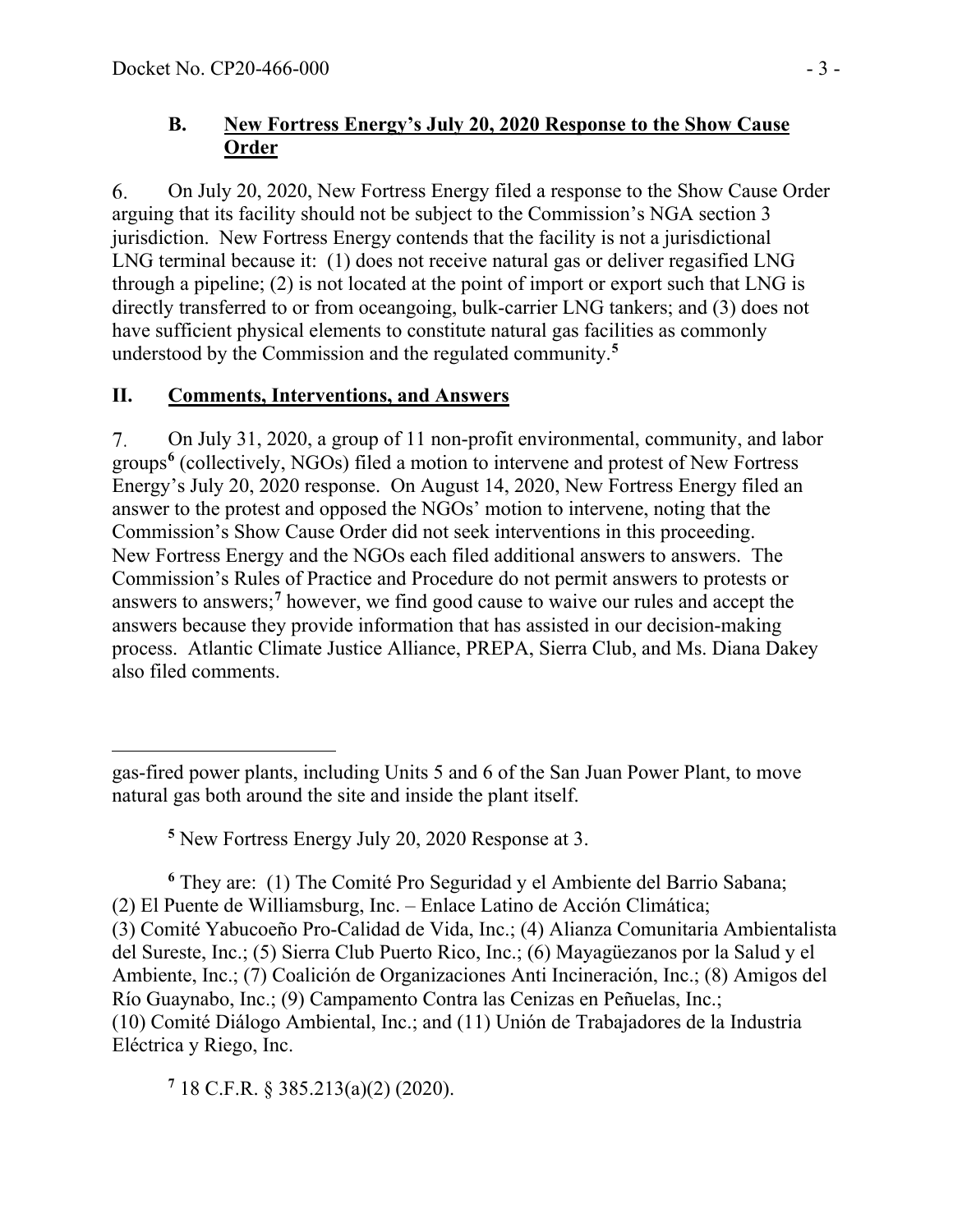### B. New Fortress Energy's July 20, 2020 Response to the Show Cause Order

6. On July 20, 2020, New Fortress Energy filed a response to the Show Cause Order arguing that its facility should not be subject to the Commission's NGA section 3 jurisdiction. New Fortress Energy contends that the facility is not a jurisdictional LNG terminal because it: (1) does not receive natural gas or deliver regasified LNG through a pipeline; (2) is not located at the point of import or export such that LNG is directly transferred to or from oceangoing, bulk-carrier LNG tankers; and (3) does not have sufficient physical elements to constitute natural gas facilities as commonly understood by the Commission and the regulated community.[5]

## II. Comments, Interventions, and Answers

7. On July 31, 2020, a group of 11 non-profit environmental, community, and labor groups[6] (collectively, NGOs) filed a motion to intervene and protest of New Fortress Energy's July 20, 2020 response. On August 14, 2020, New Fortress Energy filed an answer to the protest and opposed the NGOs' motion to intervene, noting that the Commission's Show Cause Order did not seek interventions in this proceeding. New Fortress Energy and the NGOs each filed additional answers to answers. The Commission's Rules of Practice and Procedure do not permit answers to protests or answers to answers;[7] however, we find good cause to waive our rules and accept the answers because they provide information that has assisted in our decision-making process. Atlantic Climate Justice Alliance, PREPA, Sierra Club, and Ms. Diana Dakey also filed comments.

---

gas-fired power plants, including Units 5 and 6 of the San Juan Power Plant, to move natural gas both around the site and inside the plant itself.

[5] New Fortress Energy July 20, 2020 Response at 3.

[6] They are: (1) The Comité Pro Seguridad y el Ambiente del Barrio Sabana; (2) El Puente de Williamsburg, Inc. – Enlace Latino de Acción Climática; (3) Comité Yabucoeño Pro-Calidad de Vida, Inc.; (4) Alianza Comunitaria Ambientalista del Sureste, Inc.; (5) Sierra Club Puerto Rico, Inc.; (6) Mayagüezanos por la Salud y el Ambiente, Inc.; (7) Coalición de Organizaciones Anti Incineración, Inc.; (8) Amigos del Río Guaynabo, Inc.; (9) Campamento Contra las Cenizas en Peñuelas, Inc.; (10) Comité Diálogo Ambiental, Inc.; and (11) Unión de Trabajadores de la Industria Eléctrica y Riego, Inc.

[7] 18 C.F.R. § 385.213(a)(2) (2020).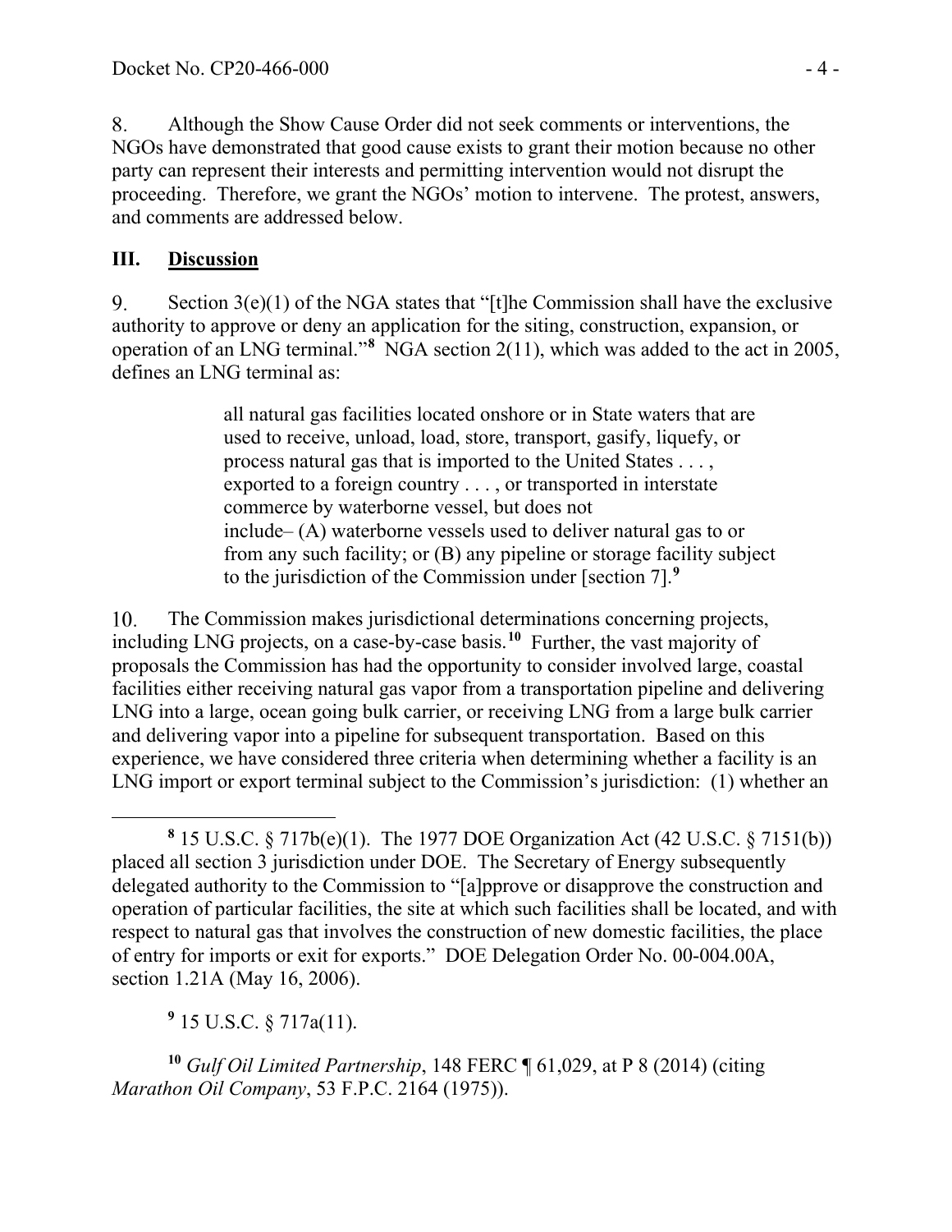8. Although the Show Cause Order did not seek comments or interventions, the NGOs have demonstrated that good cause exists to grant their motion because no other party can represent their interests and permitting intervention would not disrupt the proceeding. Therefore, we grant the NGOs' motion to intervene. The protest, answers, and comments are addressed below.

## III. Discussion

9. Section 3(e)(1) of the NGA states that "[t]he Commission shall have the exclusive authority to approve or deny an application for the siting, construction, expansion, or operation of an LNG terminal."[8] NGA section 2(11), which was added to the act in 2005, defines an LNG terminal as:

> all natural gas facilities located onshore or in State waters that are used to receive, unload, load, store, transport, gasify, liquefy, or process natural gas that is imported to the United States . . . , exported to a foreign country . . . , or transported in interstate commerce by waterborne vessel, but does not include– (A) waterborne vessels used to deliver natural gas to or from any such facility; or (B) any pipeline or storage facility subject to the jurisdiction of the Commission under [section 7].[9]

10. The Commission makes jurisdictional determinations concerning projects, including LNG projects, on a case-by-case basis.[10] Further, the vast majority of proposals the Commission has had the opportunity to consider involved large, coastal facilities either receiving natural gas vapor from a transportation pipeline and delivering LNG into a large, ocean going bulk carrier, or receiving LNG from a large bulk carrier and delivering vapor into a pipeline for subsequent transportation. Based on this experience, we have considered three criteria when determining whether a facility is an LNG import or export terminal subject to the Commission's jurisdiction: (1) whether an

---

[8] 15 U.S.C. § 717b(e)(1). The 1977 DOE Organization Act (42 U.S.C. § 7151(b)) placed all section 3 jurisdiction under DOE. The Secretary of Energy subsequently delegated authority to the Commission to "[a]pprove or disapprove the construction and operation of particular facilities, the site at which such facilities shall be located, and with respect to natural gas that involves the construction of new domestic facilities, the place of entry for imports or exit for exports." DOE Delegation Order No. 00-004.00A, section 1.21A (May 16, 2006).

[9] 15 U.S.C. § 717a(11).

[10] *Gulf Oil Limited Partnership*, 148 FERC ¶ 61,029, at P 8 (2014) (citing *Marathon Oil Company*, 53 F.P.C. 2164 (1975)).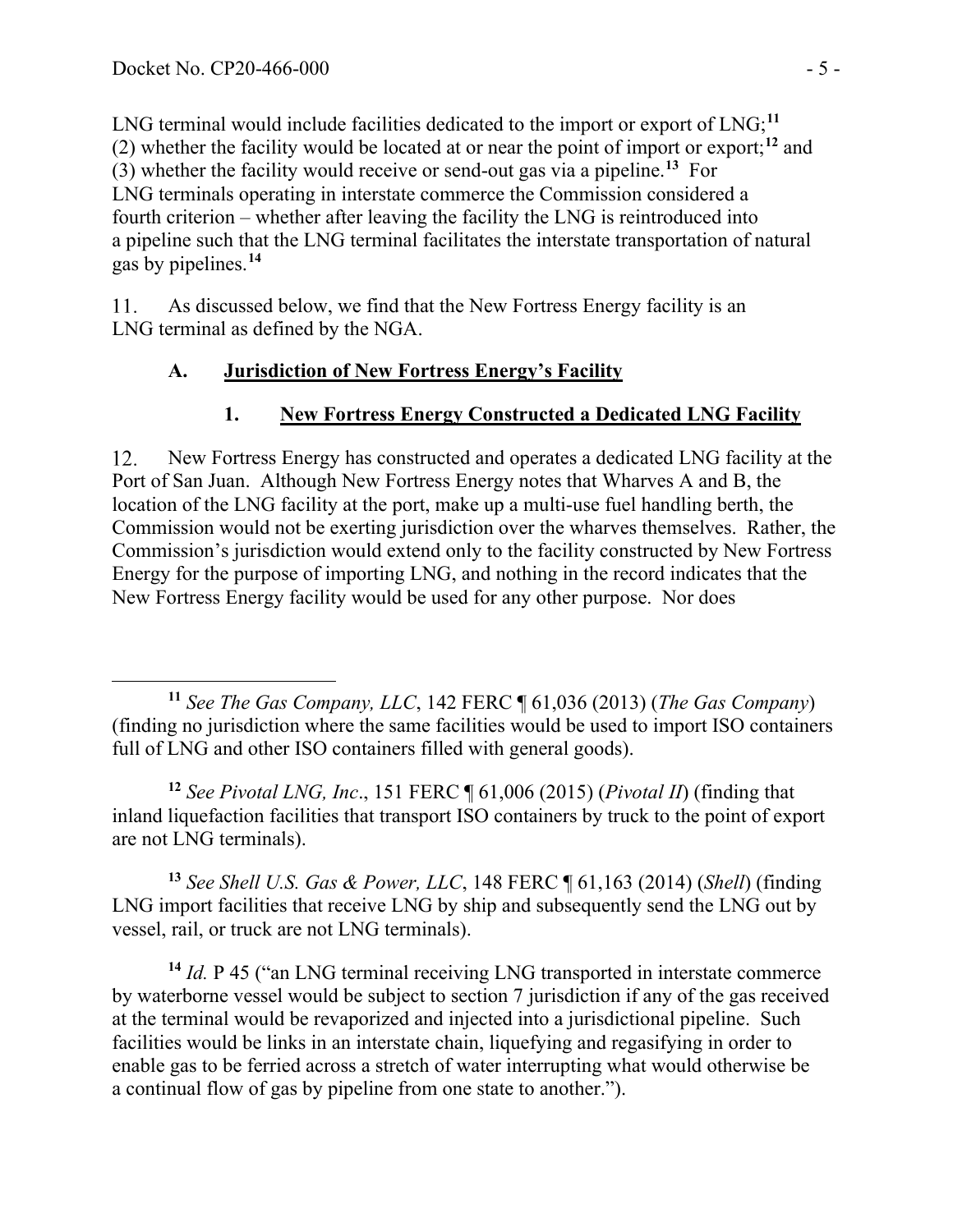LNG terminal would include facilities dedicated to the import or export of LNG;[11] (2) whether the facility would be located at or near the point of import or export;[12] and (3) whether the facility would receive or send-out gas via a pipeline.[13] For LNG terminals operating in interstate commerce the Commission considered a fourth criterion – whether after leaving the facility the LNG is reintroduced into a pipeline such that the LNG terminal facilitates the interstate transportation of natural gas by pipelines.[14]

11. As discussed below, we find that the New Fortress Energy facility is an LNG terminal as defined by the NGA.

### A. Jurisdiction of New Fortress Energy's Facility

#### 1. New Fortress Energy Constructed a Dedicated LNG Facility

12. New Fortress Energy has constructed and operates a dedicated LNG facility at the Port of San Juan. Although New Fortress Energy notes that Wharves A and B, the location of the LNG facility at the port, make up a multi-use fuel handling berth, the Commission would not be exerting jurisdiction over the wharves themselves. Rather, the Commission's jurisdiction would extend only to the facility constructed by New Fortress Energy for the purpose of importing LNG, and nothing in the record indicates that the New Fortress Energy facility would be used for any other purpose. Nor does

---

[11] *See The Gas Company, LLC*, 142 FERC ¶ 61,036 (2013) (*The Gas Company*) (finding no jurisdiction where the same facilities would be used to import ISO containers full of LNG and other ISO containers filled with general goods).

[12] *See Pivotal LNG, Inc*., 151 FERC ¶ 61,006 (2015) (*Pivotal II*) (finding that inland liquefaction facilities that transport ISO containers by truck to the point of export are not LNG terminals).

[13] *See Shell U.S. Gas & Power, LLC*, 148 FERC ¶ 61,163 (2014) (*Shell*) (finding LNG import facilities that receive LNG by ship and subsequently send the LNG out by vessel, rail, or truck are not LNG terminals).

[14] *Id.* P 45 ("an LNG terminal receiving LNG transported in interstate commerce by waterborne vessel would be subject to section 7 jurisdiction if any of the gas received at the terminal would be revaporized and injected into a jurisdictional pipeline. Such facilities would be links in an interstate chain, liquefying and regasifying in order to enable gas to be ferried across a stretch of water interrupting what would otherwise be a continual flow of gas by pipeline from one state to another.").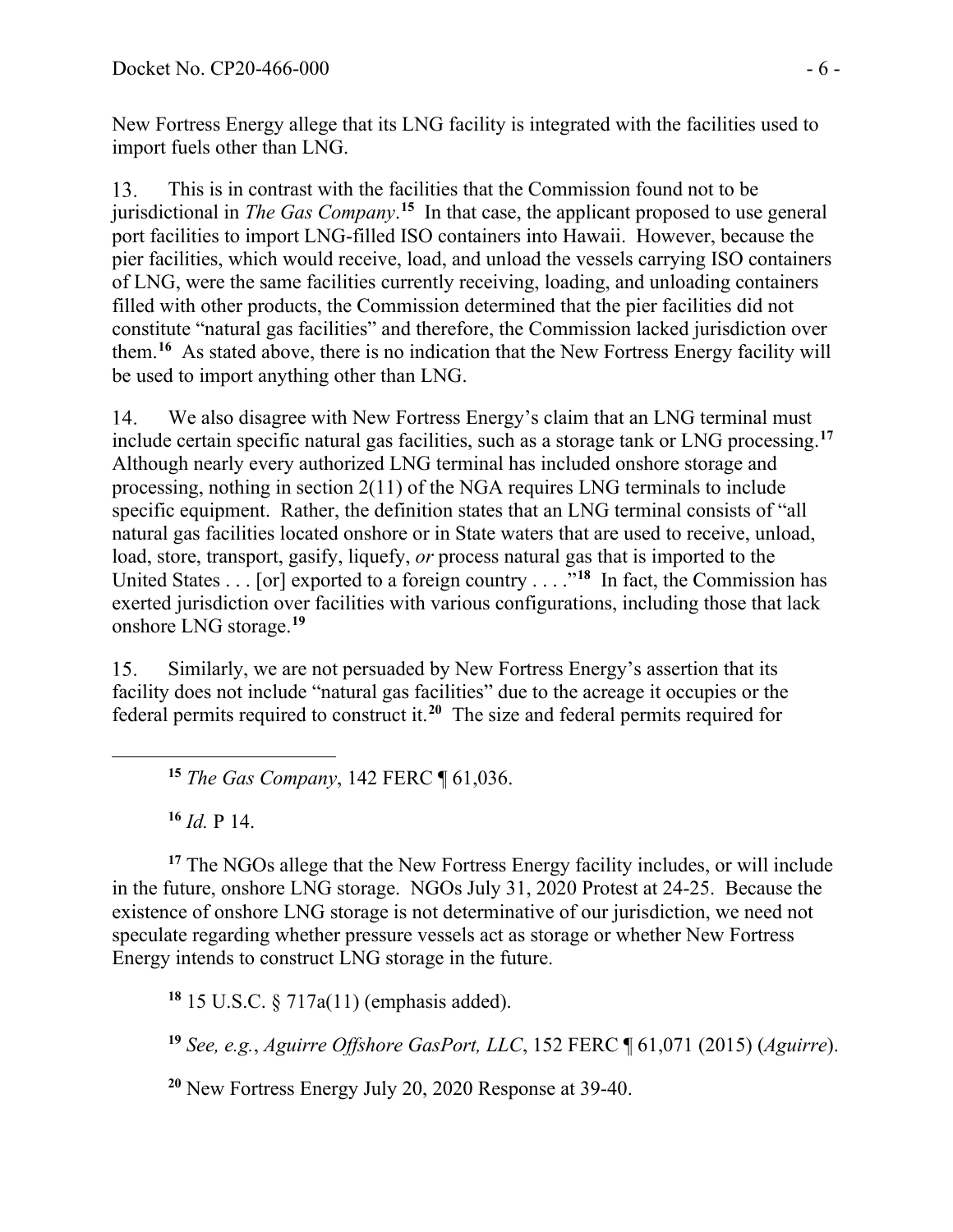New Fortress Energy allege that its LNG facility is integrated with the facilities used to import fuels other than LNG.

13. This is in contrast with the facilities that the Commission found not to be jurisdictional in *The Gas Company*.[15] In that case, the applicant proposed to use general port facilities to import LNG-filled ISO containers into Hawaii. However, because the pier facilities, which would receive, load, and unload the vessels carrying ISO containers of LNG, were the same facilities currently receiving, loading, and unloading containers filled with other products, the Commission determined that the pier facilities did not constitute "natural gas facilities" and therefore, the Commission lacked jurisdiction over them.[16] As stated above, there is no indication that the New Fortress Energy facility will be used to import anything other than LNG.

14. We also disagree with New Fortress Energy's claim that an LNG terminal must include certain specific natural gas facilities, such as a storage tank or LNG processing.[17] Although nearly every authorized LNG terminal has included onshore storage and processing, nothing in section 2(11) of the NGA requires LNG terminals to include specific equipment. Rather, the definition states that an LNG terminal consists of "all natural gas facilities located onshore or in State waters that are used to receive, unload, load, store, transport, gasify, liquefy, *or* process natural gas that is imported to the United States . . . [or] exported to a foreign country . . . ."[18] In fact, the Commission has exerted jurisdiction over facilities with various configurations, including those that lack onshore LNG storage.[19]

15. Similarly, we are not persuaded by New Fortress Energy's assertion that its facility does not include "natural gas facilities" due to the acreage it occupies or the federal permits required to construct it.[20] The size and federal permits required for

---

[15] *The Gas Company*, 142 FERC ¶ 61,036.

[16] *Id.* P 14.

[17] The NGOs allege that the New Fortress Energy facility includes, or will include in the future, onshore LNG storage. NGOs July 31, 2020 Protest at 24-25. Because the existence of onshore LNG storage is not determinative of our jurisdiction, we need not speculate regarding whether pressure vessels act as storage or whether New Fortress Energy intends to construct LNG storage in the future.

[18] 15 U.S.C. § 717a(11) (emphasis added).

[19] *See, e.g.*, *Aguirre Offshore GasPort, LLC*, 152 FERC ¶ 61,071 (2015) (*Aguirre*).

[20] New Fortress Energy July 20, 2020 Response at 39-40.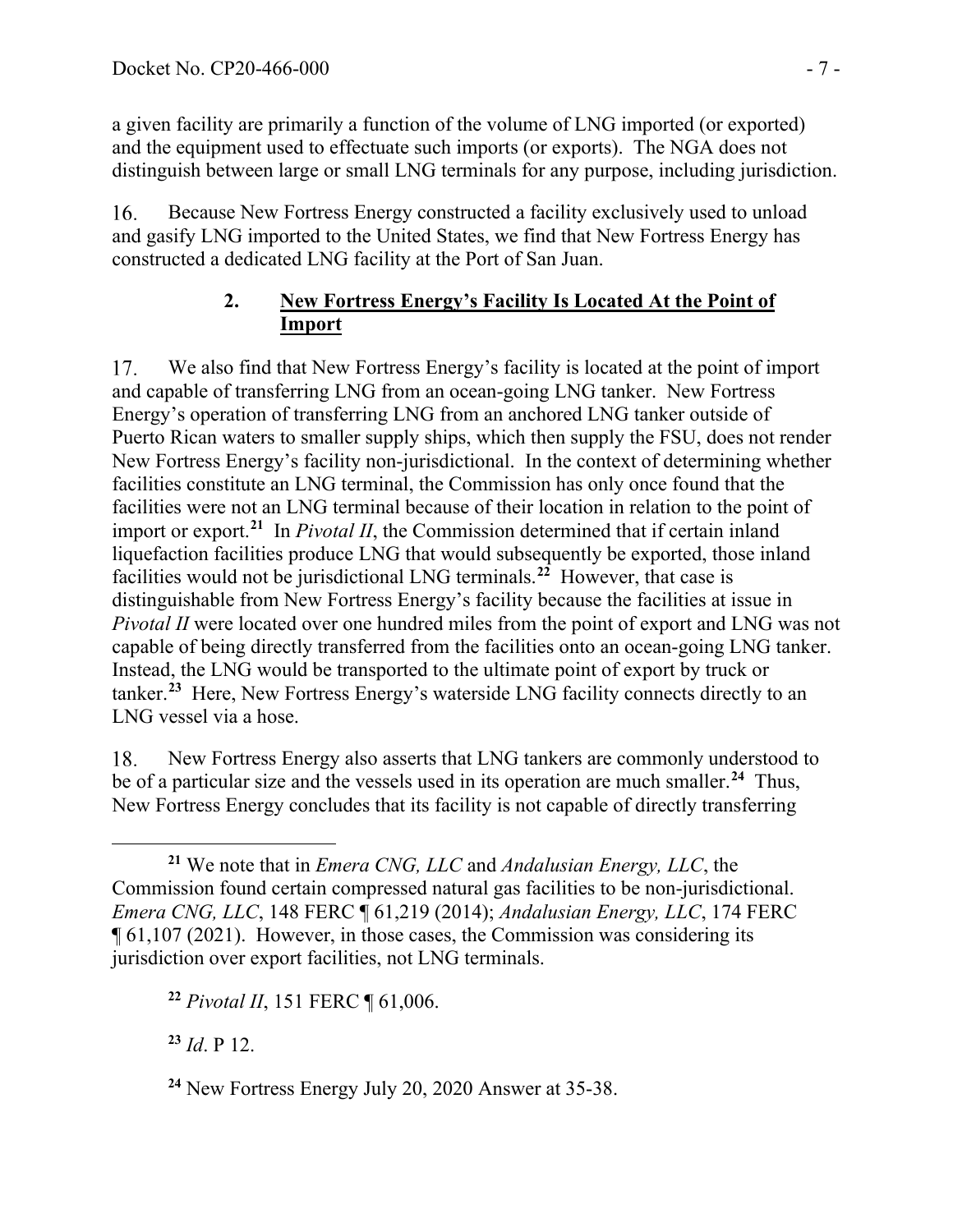a given facility are primarily a function of the volume of LNG imported (or exported) and the equipment used to effectuate such imports (or exports). The NGA does not distinguish between large or small LNG terminals for any purpose, including jurisdiction.

16. Because New Fortress Energy constructed a facility exclusively used to unload and gasify LNG imported to the United States, we find that New Fortress Energy has constructed a dedicated LNG facility at the Port of San Juan.

### 2. New Fortress Energy's Facility Is Located At the Point of Import

17. We also find that New Fortress Energy's facility is located at the point of import and capable of transferring LNG from an ocean-going LNG tanker. New Fortress Energy's operation of transferring LNG from an anchored LNG tanker outside of Puerto Rican waters to smaller supply ships, which then supply the FSU, does not render New Fortress Energy's facility non-jurisdictional. In the context of determining whether facilities constitute an LNG terminal, the Commission has only once found that the facilities were not an LNG terminal because of their location in relation to the point of import or export.[21] In *Pivotal II*, the Commission determined that if certain inland liquefaction facilities produce LNG that would subsequently be exported, those inland facilities would not be jurisdictional LNG terminals.[22] However, that case is distinguishable from New Fortress Energy's facility because the facilities at issue in *Pivotal II* were located over one hundred miles from the point of export and LNG was not capable of being directly transferred from the facilities onto an ocean-going LNG tanker. Instead, the LNG would be transported to the ultimate point of export by truck or tanker.[23] Here, New Fortress Energy's waterside LNG facility connects directly to an LNG vessel via a hose.

18. New Fortress Energy also asserts that LNG tankers are commonly understood to be of a particular size and the vessels used in its operation are much smaller.[24] Thus, New Fortress Energy concludes that its facility is not capable of directly transferring

---

[21] We note that in *Emera CNG, LLC* and *Andalusian Energy, LLC*, the Commission found certain compressed natural gas facilities to be non-jurisdictional. *Emera CNG, LLC*, 148 FERC ¶ 61,219 (2014); *Andalusian Energy, LLC*, 174 FERC ¶ 61,107 (2021). However, in those cases, the Commission was considering its jurisdiction over export facilities, not LNG terminals.

[22] *Pivotal II*, 151 FERC ¶ 61,006.

[23] *Id*. P 12.

[24] New Fortress Energy July 20, 2020 Answer at 35-38.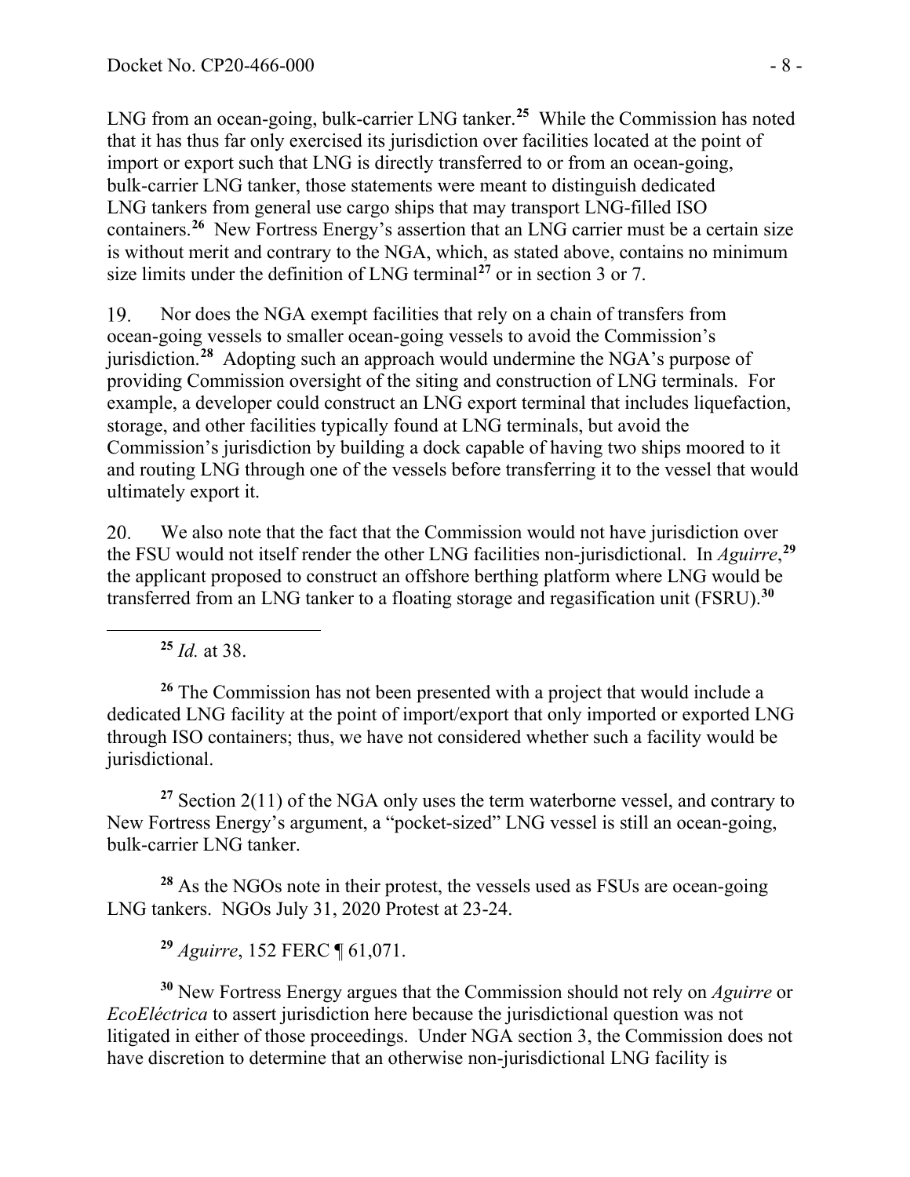LNG from an ocean-going, bulk-carrier LNG tanker.[25] While the Commission has noted that it has thus far only exercised its jurisdiction over facilities located at the point of import or export such that LNG is directly transferred to or from an ocean-going, bulk-carrier LNG tanker, those statements were meant to distinguish dedicated LNG tankers from general use cargo ships that may transport LNG-filled ISO containers.[26] New Fortress Energy's assertion that an LNG carrier must be a certain size is without merit and contrary to the NGA, which, as stated above, contains no minimum size limits under the definition of LNG terminal[27] or in section 3 or 7.

19. Nor does the NGA exempt facilities that rely on a chain of transfers from ocean-going vessels to smaller ocean-going vessels to avoid the Commission's jurisdiction.[28] Adopting such an approach would undermine the NGA's purpose of providing Commission oversight of the siting and construction of LNG terminals. For example, a developer could construct an LNG export terminal that includes liquefaction, storage, and other facilities typically found at LNG terminals, but avoid the Commission's jurisdiction by building a dock capable of having two ships moored to it and routing LNG through one of the vessels before transferring it to the vessel that would ultimately export it.

20. We also note that the fact that the Commission would not have jurisdiction over the FSU would not itself render the other LNG facilities non-jurisdictional. In *Aguirre*,[29] the applicant proposed to construct an offshore berthing platform where LNG would be transferred from an LNG tanker to a floating storage and regasification unit (FSRU).[30]

---

[25] *Id.* at 38.

[26] The Commission has not been presented with a project that would include a dedicated LNG facility at the point of import/export that only imported or exported LNG through ISO containers; thus, we have not considered whether such a facility would be jurisdictional.

[27] Section 2(11) of the NGA only uses the term waterborne vessel, and contrary to New Fortress Energy's argument, a "pocket-sized" LNG vessel is still an ocean-going, bulk-carrier LNG tanker.

[28] As the NGOs note in their protest, the vessels used as FSUs are ocean-going LNG tankers. NGOs July 31, 2020 Protest at 23-24.

[29] *Aguirre*, 152 FERC ¶ 61,071.

[30] New Fortress Energy argues that the Commission should not rely on *Aguirre* or *EcoEléctrica* to assert jurisdiction here because the jurisdictional question was not litigated in either of those proceedings. Under NGA section 3, the Commission does not have discretion to determine that an otherwise non-jurisdictional LNG facility is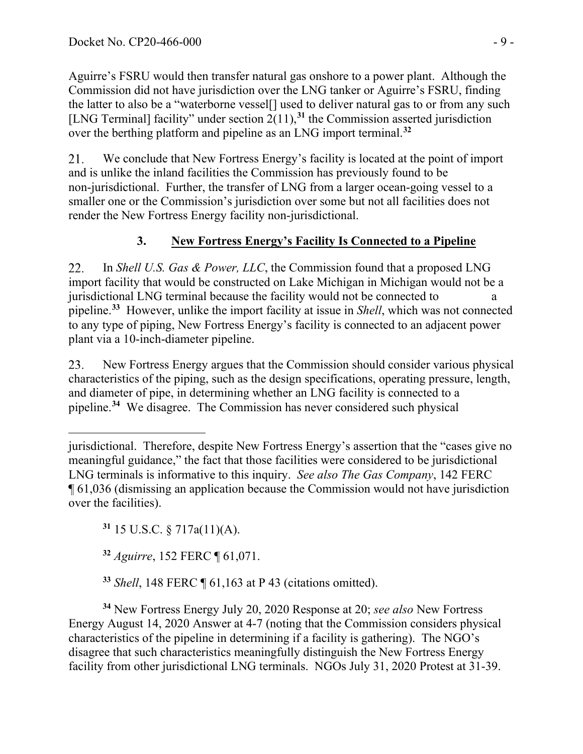Aguirre's FSRU would then transfer natural gas onshore to a power plant. Although the Commission did not have jurisdiction over the LNG tanker or Aguirre's FSRU, finding the latter to also be a "waterborne vessel[] used to deliver natural gas to or from any such [LNG Terminal] facility" under section 2(11),[31] the Commission asserted jurisdiction over the berthing platform and pipeline as an LNG import terminal.[32]

21. We conclude that New Fortress Energy's facility is located at the point of import and is unlike the inland facilities the Commission has previously found to be non-jurisdictional. Further, the transfer of LNG from a larger ocean-going vessel to a smaller one or the Commission's jurisdiction over some but not all facilities does not render the New Fortress Energy facility non-jurisdictional.

### 3. New Fortress Energy's Facility Is Connected to a Pipeline

22. In *Shell U.S. Gas & Power, LLC*, the Commission found that a proposed LNG import facility that would be constructed on Lake Michigan in Michigan would not be a jurisdictional LNG terminal because the facility would not be connected to a pipeline.[33] However, unlike the import facility at issue in *Shell*, which was not connected to any type of piping, New Fortress Energy's facility is connected to an adjacent power plant via a 10-inch-diameter pipeline.

23. New Fortress Energy argues that the Commission should consider various physical characteristics of the piping, such as the design specifications, operating pressure, length, and diameter of pipe, in determining whether an LNG facility is connected to a pipeline.[34] We disagree. The Commission has never considered such physical

---

jurisdictional. Therefore, despite New Fortress Energy's assertion that the "cases give no meaningful guidance," the fact that those facilities were considered to be jurisdictional LNG terminals is informative to this inquiry. *See also The Gas Company*, 142 FERC ¶ 61,036 (dismissing an application because the Commission would not have jurisdiction over the facilities).

[31] 15 U.S.C. § 717a(11)(A).

[32] *Aguirre*, 152 FERC ¶ 61,071.

[33] *Shell*, 148 FERC ¶ 61,163 at P 43 (citations omitted).

[34] New Fortress Energy July 20, 2020 Response at 20; *see also* New Fortress Energy August 14, 2020 Answer at 4-7 (noting that the Commission considers physical characteristics of the pipeline in determining if a facility is gathering). The NGO's disagree that such characteristics meaningfully distinguish the New Fortress Energy facility from other jurisdictional LNG terminals. NGOs July 31, 2020 Protest at 31-39.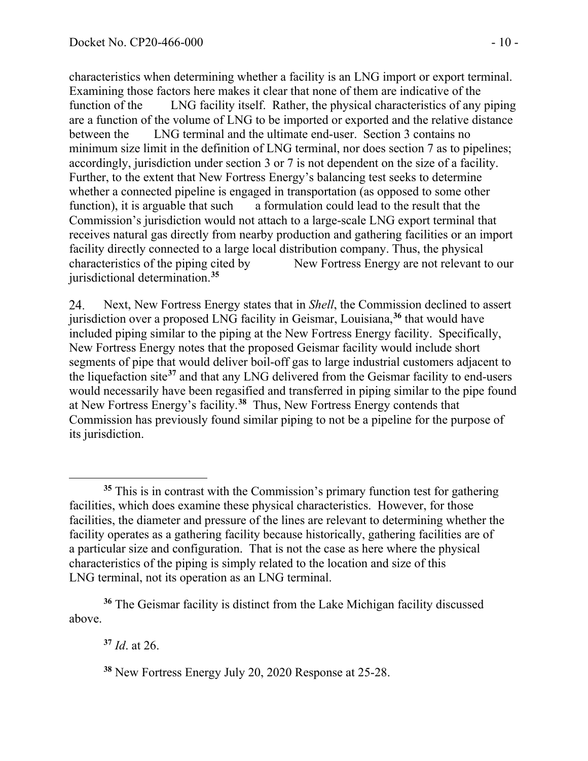characteristics when determining whether a facility is an LNG import or export terminal. Examining those factors here makes it clear that none of them are indicative of the function of the LNG facility itself. Rather, the physical characteristics of any piping are a function of the volume of LNG to be imported or exported and the relative distance between the LNG terminal and the ultimate end-user. Section 3 contains no minimum size limit in the definition of LNG terminal, nor does section 7 as to pipelines; accordingly, jurisdiction under section 3 or 7 is not dependent on the size of a facility. Further, to the extent that New Fortress Energy's balancing test seeks to determine whether a connected pipeline is engaged in transportation (as opposed to some other function), it is arguable that such a formulation could lead to the result that the Commission's jurisdiction would not attach to a large-scale LNG export terminal that receives natural gas directly from nearby production and gathering facilities or an import facility directly connected to a large local distribution company. Thus, the physical characteristics of the piping cited by New Fortress Energy are not relevant to our jurisdictional determination.[35]

24. Next, New Fortress Energy states that in *Shell*, the Commission declined to assert jurisdiction over a proposed LNG facility in Geismar, Louisiana,[36] that would have included piping similar to the piping at the New Fortress Energy facility. Specifically, New Fortress Energy notes that the proposed Geismar facility would include short segments of pipe that would deliver boil-off gas to large industrial customers adjacent to the liquefaction site[37] and that any LNG delivered from the Geismar facility to end-users would necessarily have been regasified and transferred in piping similar to the pipe found at New Fortress Energy's facility.[38] Thus, New Fortress Energy contends that Commission has previously found similar piping to not be a pipeline for the purpose of its jurisdiction.

---

[35] This is in contrast with the Commission's primary function test for gathering facilities, which does examine these physical characteristics. However, for those facilities, the diameter and pressure of the lines are relevant to determining whether the facility operates as a gathering facility because historically, gathering facilities are of a particular size and configuration. That is not the case as here where the physical characteristics of the piping is simply related to the location and size of this LNG terminal, not its operation as an LNG terminal.

[36] The Geismar facility is distinct from the Lake Michigan facility discussed above.

[37] *Id*. at 26.

[38] New Fortress Energy July 20, 2020 Response at 25-28.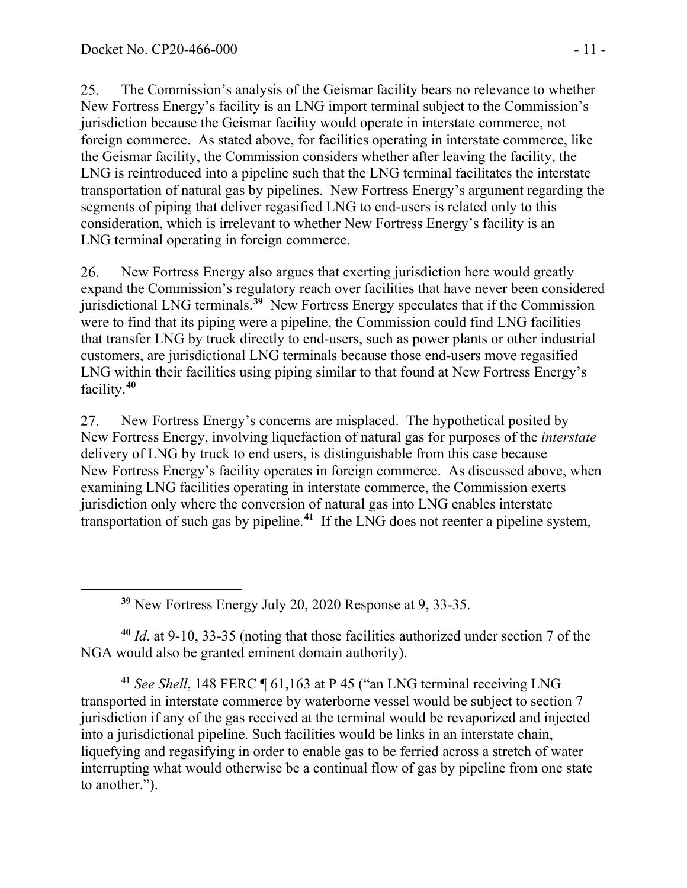25. The Commission's analysis of the Geismar facility bears no relevance to whether New Fortress Energy's facility is an LNG import terminal subject to the Commission's jurisdiction because the Geismar facility would operate in interstate commerce, not foreign commerce. As stated above, for facilities operating in interstate commerce, like the Geismar facility, the Commission considers whether after leaving the facility, the LNG is reintroduced into a pipeline such that the LNG terminal facilitates the interstate transportation of natural gas by pipelines. New Fortress Energy's argument regarding the segments of piping that deliver regasified LNG to end-users is related only to this consideration, which is irrelevant to whether New Fortress Energy's facility is an LNG terminal operating in foreign commerce.

26. New Fortress Energy also argues that exerting jurisdiction here would greatly expand the Commission's regulatory reach over facilities that have never been considered jurisdictional LNG terminals.[39] New Fortress Energy speculates that if the Commission were to find that its piping were a pipeline, the Commission could find LNG facilities that transfer LNG by truck directly to end-users, such as power plants or other industrial customers, are jurisdictional LNG terminals because those end-users move regasified LNG within their facilities using piping similar to that found at New Fortress Energy's facility.[40]

27. New Fortress Energy's concerns are misplaced. The hypothetical posited by New Fortress Energy, involving liquefaction of natural gas for purposes of the *interstate* delivery of LNG by truck to end users, is distinguishable from this case because New Fortress Energy's facility operates in foreign commerce. As discussed above, when examining LNG facilities operating in interstate commerce, the Commission exerts jurisdiction only where the conversion of natural gas into LNG enables interstate transportation of such gas by pipeline.[41] If the LNG does not reenter a pipeline system,

---

[39] New Fortress Energy July 20, 2020 Response at 9, 33-35.

[40] *Id*. at 9-10, 33-35 (noting that those facilities authorized under section 7 of the NGA would also be granted eminent domain authority).

[41] *See Shell*, 148 FERC ¶ 61,163 at P 45 ("an LNG terminal receiving LNG transported in interstate commerce by waterborne vessel would be subject to section 7 jurisdiction if any of the gas received at the terminal would be revaporized and injected into a jurisdictional pipeline. Such facilities would be links in an interstate chain, liquefying and regasifying in order to enable gas to be ferried across a stretch of water interrupting what would otherwise be a continual flow of gas by pipeline from one state to another.").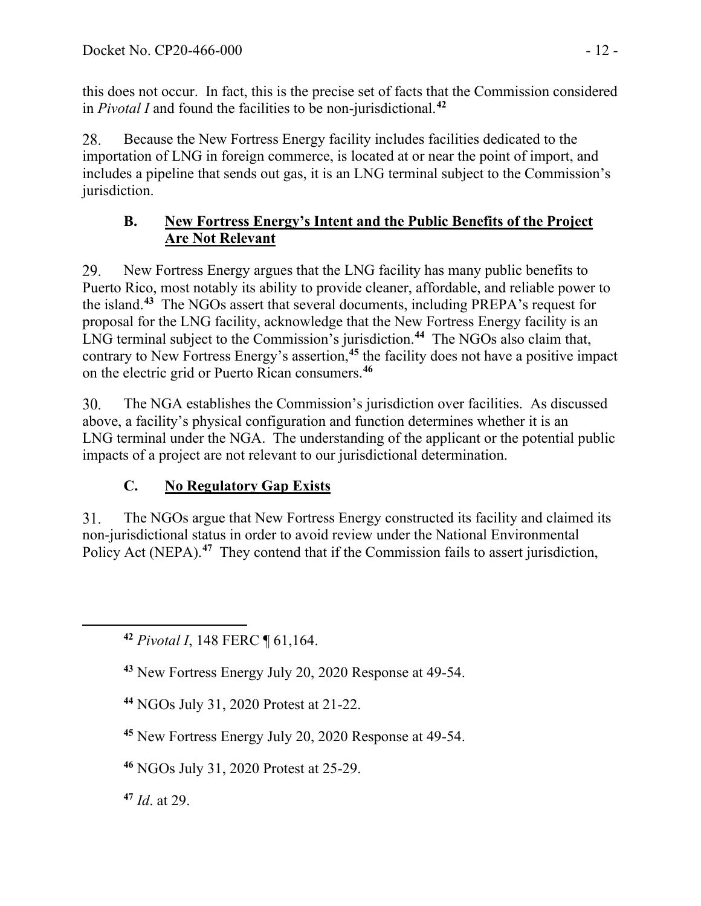this does not occur. In fact, this is the precise set of facts that the Commission considered in *Pivotal I* and found the facilities to be non-jurisdictional.[42]

28. Because the New Fortress Energy facility includes facilities dedicated to the importation of LNG in foreign commerce, is located at or near the point of import, and includes a pipeline that sends out gas, it is an LNG terminal subject to the Commission's jurisdiction.

### B. New Fortress Energy's Intent and the Public Benefits of the Project Are Not Relevant

29. New Fortress Energy argues that the LNG facility has many public benefits to Puerto Rico, most notably its ability to provide cleaner, affordable, and reliable power to the island.[43] The NGOs assert that several documents, including PREPA's request for proposal for the LNG facility, acknowledge that the New Fortress Energy facility is an LNG terminal subject to the Commission's jurisdiction.[44] The NGOs also claim that, contrary to New Fortress Energy's assertion,[45] the facility does not have a positive impact on the electric grid or Puerto Rican consumers.[46]

30. The NGA establishes the Commission's jurisdiction over facilities. As discussed above, a facility's physical configuration and function determines whether it is an LNG terminal under the NGA. The understanding of the applicant or the potential public impacts of a project are not relevant to our jurisdictional determination.

### C. No Regulatory Gap Exists

31. The NGOs argue that New Fortress Energy constructed its facility and claimed its non-jurisdictional status in order to avoid review under the National Environmental Policy Act (NEPA).[47] They contend that if the Commission fails to assert jurisdiction,

---

[42] *Pivotal I*, 148 FERC ¶ 61,164.

[43] New Fortress Energy July 20, 2020 Response at 49-54.

[44] NGOs July 31, 2020 Protest at 21-22.

[45] New Fortress Energy July 20, 2020 Response at 49-54.

[46] NGOs July 31, 2020 Protest at 25-29.

[47] *Id*. at 29.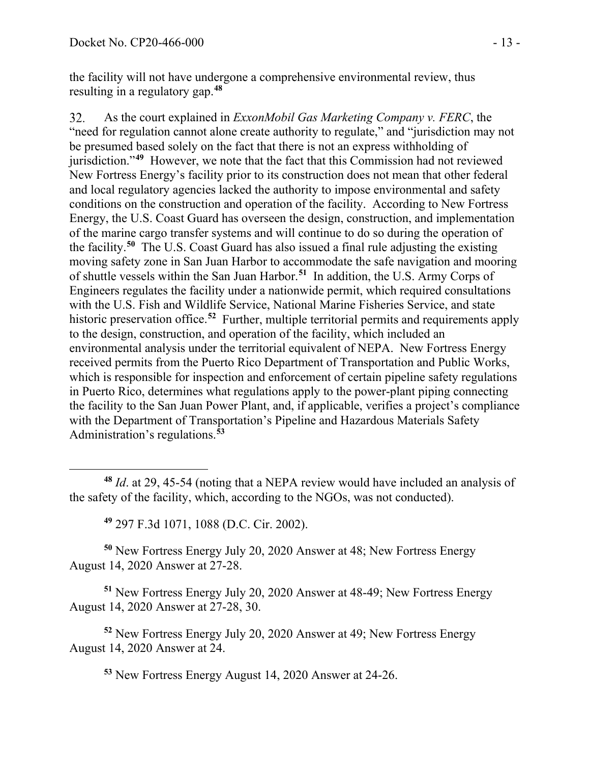the facility will not have undergone a comprehensive environmental review, thus resulting in a regulatory gap.[48]

32. As the court explained in *ExxonMobil Gas Marketing Company v. FERC*, the "need for regulation cannot alone create authority to regulate," and "jurisdiction may not be presumed based solely on the fact that there is not an express withholding of jurisdiction."[49] However, we note that the fact that this Commission had not reviewed New Fortress Energy's facility prior to its construction does not mean that other federal and local regulatory agencies lacked the authority to impose environmental and safety conditions on the construction and operation of the facility. According to New Fortress Energy, the U.S. Coast Guard has overseen the design, construction, and implementation of the marine cargo transfer systems and will continue to do so during the operation of the facility.[50] The U.S. Coast Guard has also issued a final rule adjusting the existing moving safety zone in San Juan Harbor to accommodate the safe navigation and mooring of shuttle vessels within the San Juan Harbor.[51] In addition, the U.S. Army Corps of Engineers regulates the facility under a nationwide permit, which required consultations with the U.S. Fish and Wildlife Service, National Marine Fisheries Service, and state historic preservation office.[52] Further, multiple territorial permits and requirements apply to the design, construction, and operation of the facility, which included an environmental analysis under the territorial equivalent of NEPA. New Fortress Energy received permits from the Puerto Rico Department of Transportation and Public Works, which is responsible for inspection and enforcement of certain pipeline safety regulations in Puerto Rico, determines what regulations apply to the power-plant piping connecting the facility to the San Juan Power Plant, and, if applicable, verifies a project's compliance with the Department of Transportation's Pipeline and Hazardous Materials Safety Administration's regulations.[53]

---

[48] *Id*. at 29, 45-54 (noting that a NEPA review would have included an analysis of the safety of the facility, which, according to the NGOs, was not conducted).

[49] 297 F.3d 1071, 1088 (D.C. Cir. 2002).

[50] New Fortress Energy July 20, 2020 Answer at 48; New Fortress Energy August 14, 2020 Answer at 27-28.

[51] New Fortress Energy July 20, 2020 Answer at 48-49; New Fortress Energy August 14, 2020 Answer at 27-28, 30.

[52] New Fortress Energy July 20, 2020 Answer at 49; New Fortress Energy August 14, 2020 Answer at 24.

[53] New Fortress Energy August 14, 2020 Answer at 24-26.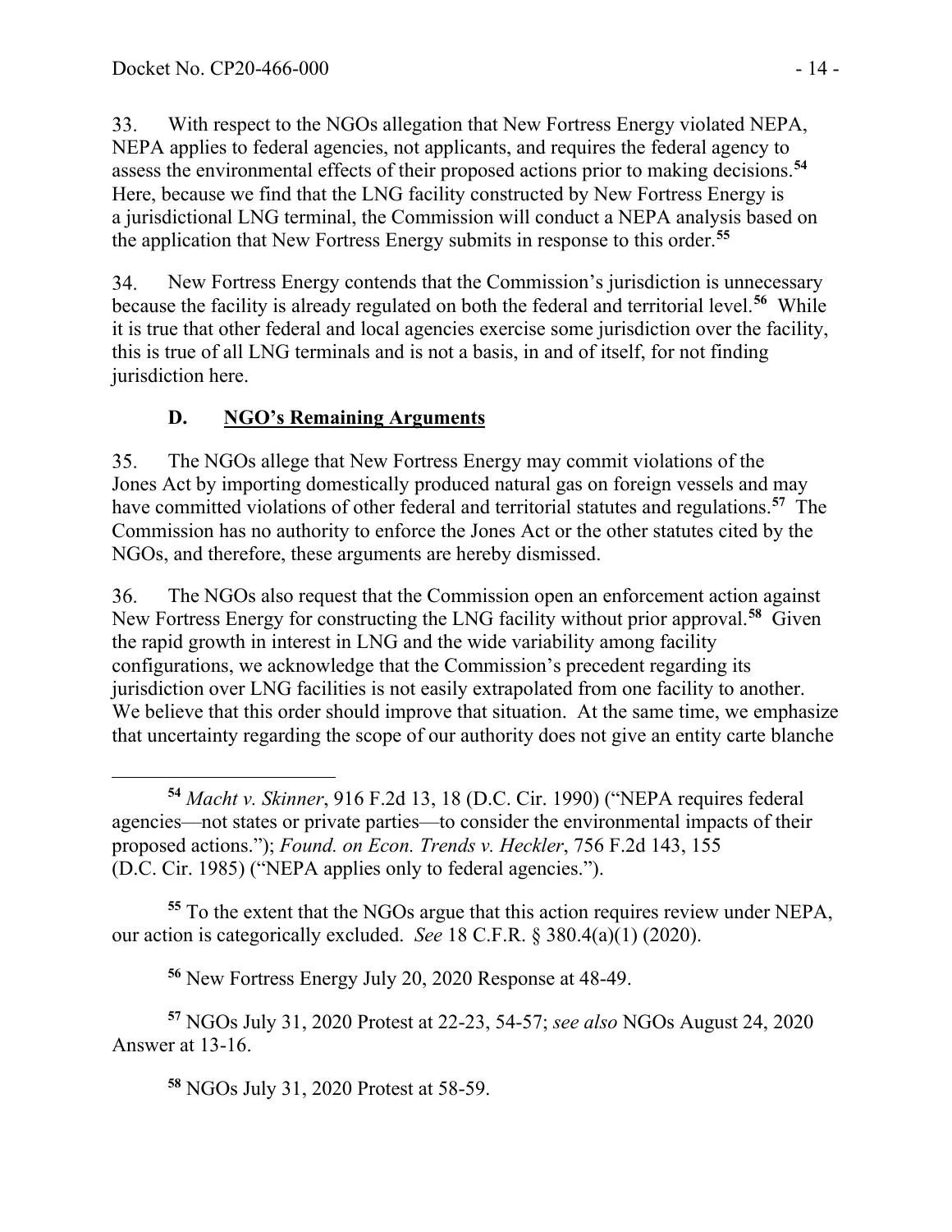33. With respect to the NGOs allegation that New Fortress Energy violated NEPA, NEPA applies to federal agencies, not applicants, and requires the federal agency to assess the environmental effects of their proposed actions prior to making decisions.[54] Here, because we find that the LNG facility constructed by New Fortress Energy is a jurisdictional LNG terminal, the Commission will conduct a NEPA analysis based on the application that New Fortress Energy submits in response to this order.[55]

34. New Fortress Energy contends that the Commission's jurisdiction is unnecessary because the facility is already regulated on both the federal and territorial level.[56] While it is true that other federal and local agencies exercise some jurisdiction over the facility, this is true of all LNG terminals and is not a basis, in and of itself, for not finding jurisdiction here.

### D. NGO's Remaining Arguments

35. The NGOs allege that New Fortress Energy may commit violations of the Jones Act by importing domestically produced natural gas on foreign vessels and may have committed violations of other federal and territorial statutes and regulations.[57] The Commission has no authority to enforce the Jones Act or the other statutes cited by the NGOs, and therefore, these arguments are hereby dismissed.

36. The NGOs also request that the Commission open an enforcement action against New Fortress Energy for constructing the LNG facility without prior approval.[58] Given the rapid growth in interest in LNG and the wide variability among facility configurations, we acknowledge that the Commission's precedent regarding its jurisdiction over LNG facilities is not easily extrapolated from one facility to another. We believe that this order should improve that situation. At the same time, we emphasize that uncertainty regarding the scope of our authority does not give an entity carte blanche

---

[54] *Macht v. Skinner*, 916 F.2d 13, 18 (D.C. Cir. 1990) ("NEPA requires federal agencies—not states or private parties—to consider the environmental impacts of their proposed actions."); *Found. on Econ. Trends v. Heckler*, 756 F.2d 143, 155 (D.C. Cir. 1985) ("NEPA applies only to federal agencies.").

[55] To the extent that the NGOs argue that this action requires review under NEPA, our action is categorically excluded. *See* 18 C.F.R. § 380.4(a)(1) (2020).

[56] New Fortress Energy July 20, 2020 Response at 48-49.

[57] NGOs July 31, 2020 Protest at 22-23, 54-57; *see also* NGOs August 24, 2020 Answer at 13-16.

[58] NGOs July 31, 2020 Protest at 58-59.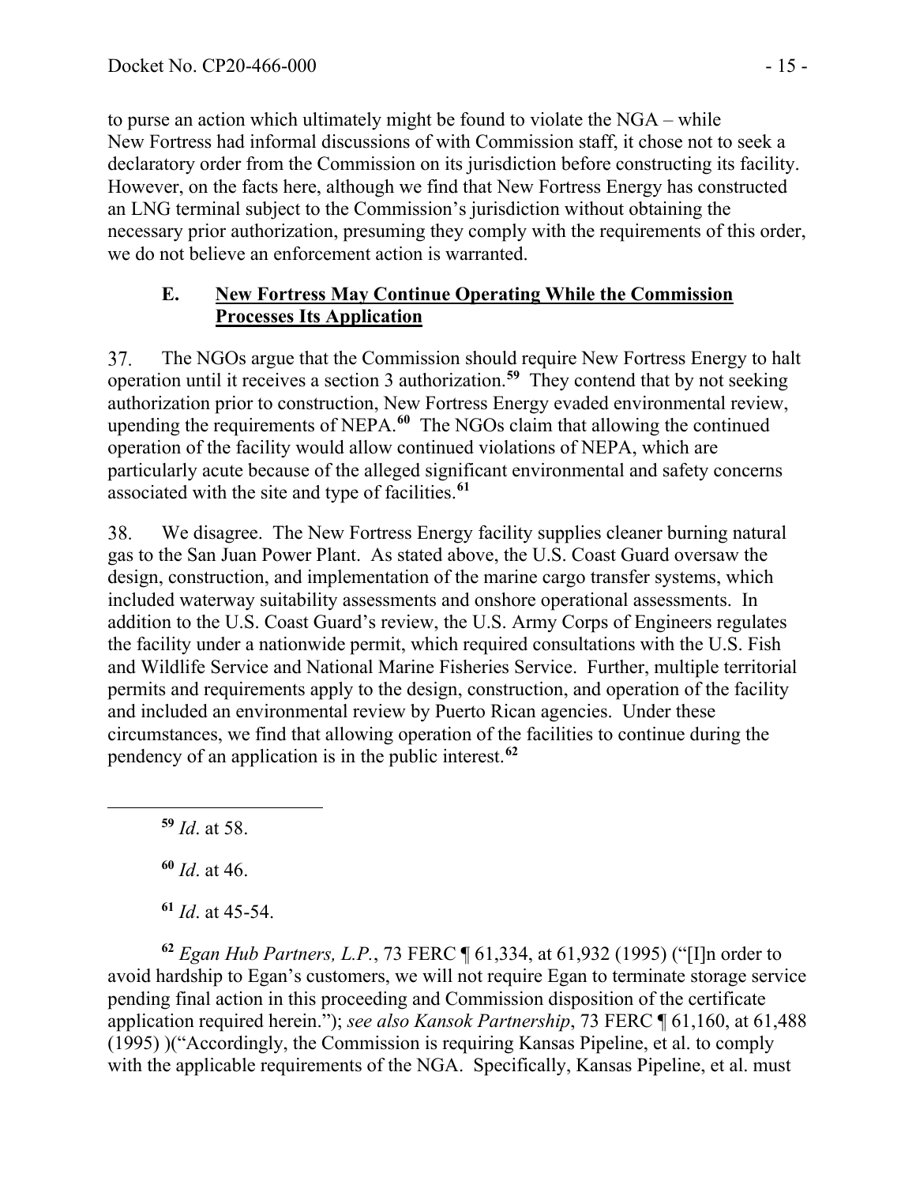to purse an action which ultimately might be found to violate the NGA – while New Fortress had informal discussions of with Commission staff, it chose not to seek a declaratory order from the Commission on its jurisdiction before constructing its facility. However, on the facts here, although we find that New Fortress Energy has constructed an LNG terminal subject to the Commission's jurisdiction without obtaining the necessary prior authorization, presuming they comply with the requirements of this order, we do not believe an enforcement action is warranted.

### E. New Fortress May Continue Operating While the Commission Processes Its Application

37. The NGOs argue that the Commission should require New Fortress Energy to halt operation until it receives a section 3 authorization.[59] They contend that by not seeking authorization prior to construction, New Fortress Energy evaded environmental review, upending the requirements of NEPA.[60] The NGOs claim that allowing the continued operation of the facility would allow continued violations of NEPA, which are particularly acute because of the alleged significant environmental and safety concerns associated with the site and type of facilities.[61]

38. We disagree. The New Fortress Energy facility supplies cleaner burning natural gas to the San Juan Power Plant. As stated above, the U.S. Coast Guard oversaw the design, construction, and implementation of the marine cargo transfer systems, which included waterway suitability assessments and onshore operational assessments. In addition to the U.S. Coast Guard's review, the U.S. Army Corps of Engineers regulates the facility under a nationwide permit, which required consultations with the U.S. Fish and Wildlife Service and National Marine Fisheries Service. Further, multiple territorial permits and requirements apply to the design, construction, and operation of the facility and included an environmental review by Puerto Rican agencies. Under these circumstances, we find that allowing operation of the facilities to continue during the pendency of an application is in the public interest.[62]

---

[59] *Id*. at 58.

[60] *Id*. at 46.

[61] *Id*. at 45-54.

[62] *Egan Hub Partners, L.P.*, 73 FERC ¶ 61,334, at 61,932 (1995) ("[I]n order to avoid hardship to Egan's customers, we will not require Egan to terminate storage service pending final action in this proceeding and Commission disposition of the certificate application required herein."); *see also Kansok Partnership*, 73 FERC ¶ 61,160, at 61,488 (1995) )("Accordingly, the Commission is requiring Kansas Pipeline, et al. to comply with the applicable requirements of the NGA. Specifically, Kansas Pipeline, et al. must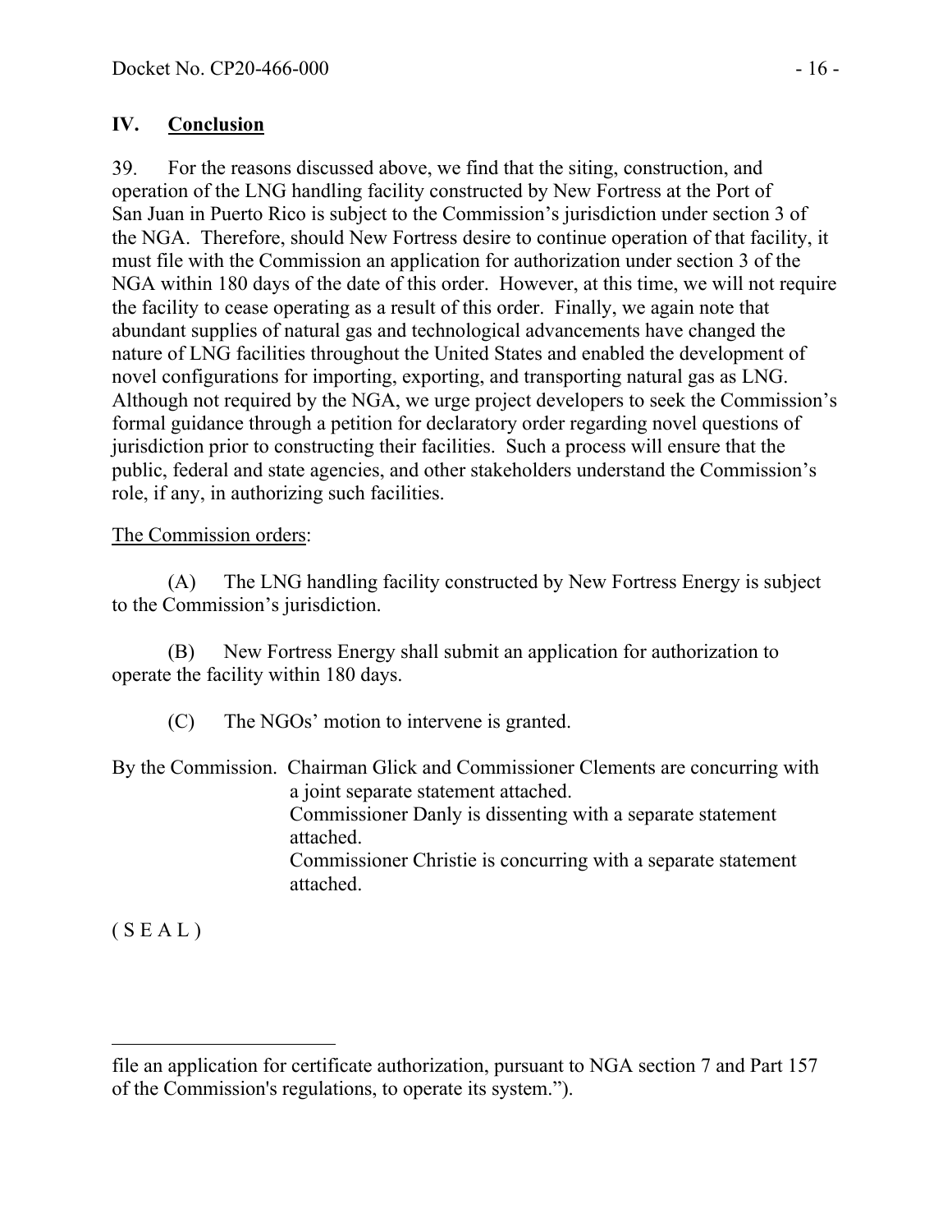## IV. Conclusion

39. For the reasons discussed above, we find that the siting, construction, and operation of the LNG handling facility constructed by New Fortress at the Port of San Juan in Puerto Rico is subject to the Commission's jurisdiction under section 3 of the NGA. Therefore, should New Fortress desire to continue operation of that facility, it must file with the Commission an application for authorization under section 3 of the NGA within 180 days of the date of this order. However, at this time, we will not require the facility to cease operating as a result of this order. Finally, we again note that abundant supplies of natural gas and technological advancements have changed the nature of LNG facilities throughout the United States and enabled the development of novel configurations for importing, exporting, and transporting natural gas as LNG. Although not required by the NGA, we urge project developers to seek the Commission's formal guidance through a petition for declaratory order regarding novel questions of jurisdiction prior to constructing their facilities. Such a process will ensure that the public, federal and state agencies, and other stakeholders understand the Commission's role, if any, in authorizing such facilities.

The Commission orders:

(A) The LNG handling facility constructed by New Fortress Energy is subject to the Commission's jurisdiction.

(B) New Fortress Energy shall submit an application for authorization to operate the facility within 180 days.

(C) The NGOs' motion to intervene is granted.

By the Commission. Chairman Glick and Commissioner Clements are concurring with a joint separate statement attached.
Commissioner Danly is dissenting with a separate statement attached.
Commissioner Christie is concurring with a separate statement attached.

( S E A L )

---

file an application for certificate authorization, pursuant to NGA section 7 and Part 157 of the Commission's regulations, to operate its system.").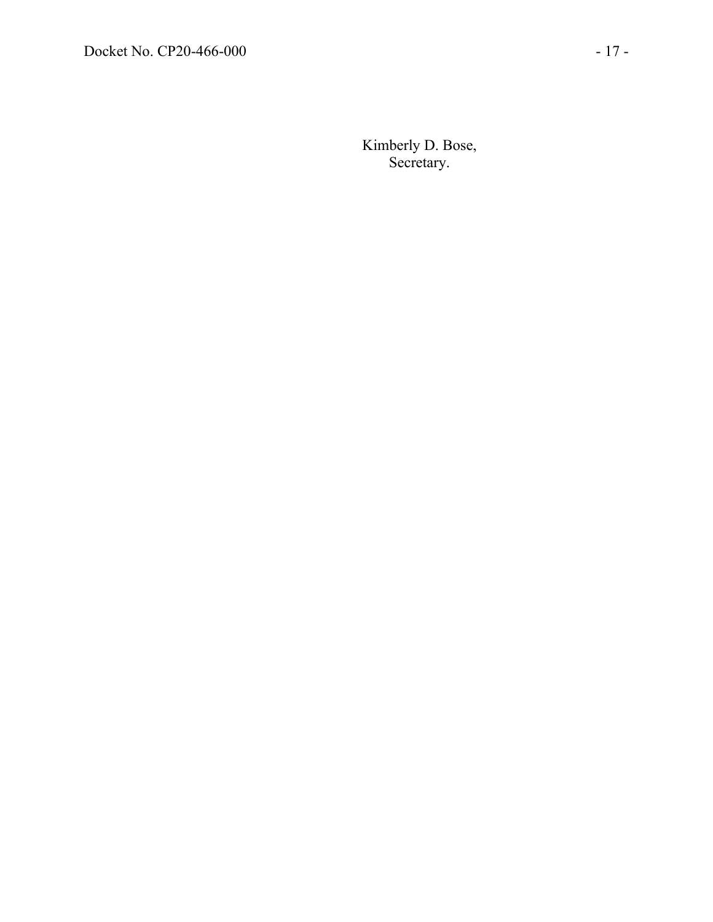Kimberly D. Bose,
Secretary.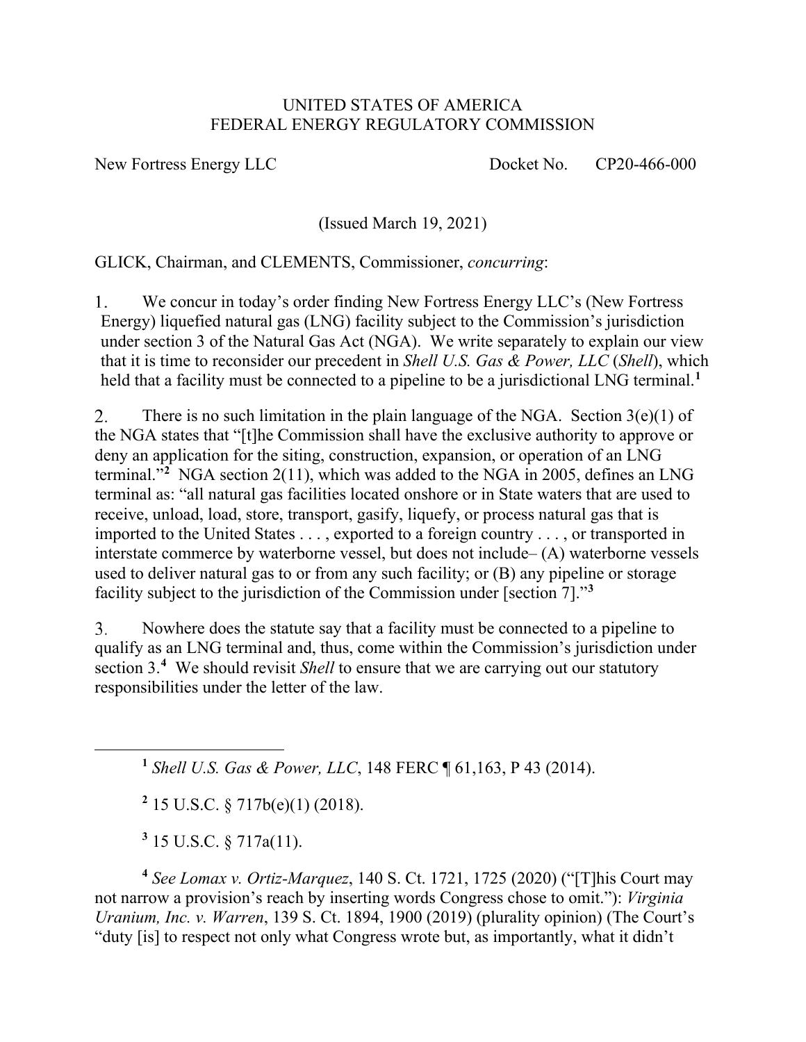UNITED STATES OF AMERICA
FEDERAL ENERGY REGULATORY COMMISSION

New Fortress Energy LLC Docket No. CP20-466-000

(Issued March 19, 2021)

GLICK, Chairman, and CLEMENTS, Commissioner, *concurring*:

1. We concur in today's order finding New Fortress Energy LLC's (New Fortress Energy) liquefied natural gas (LNG) facility subject to the Commission's jurisdiction under section 3 of the Natural Gas Act (NGA). We write separately to explain our view that it is time to reconsider our precedent in *Shell U.S. Gas & Power, LLC* (*Shell*), which held that a facility must be connected to a pipeline to be a jurisdictional LNG terminal.[1]

2. There is no such limitation in the plain language of the NGA. Section 3(e)(1) of the NGA states that "[t]he Commission shall have the exclusive authority to approve or deny an application for the siting, construction, expansion, or operation of an LNG terminal."[2] NGA section 2(11), which was added to the NGA in 2005, defines an LNG terminal as: "all natural gas facilities located onshore or in State waters that are used to receive, unload, load, store, transport, gasify, liquefy, or process natural gas that is imported to the United States . . . , exported to a foreign country . . . , or transported in interstate commerce by waterborne vessel, but does not include– (A) waterborne vessels used to deliver natural gas to or from any such facility; or (B) any pipeline or storage facility subject to the jurisdiction of the Commission under [section 7]."[3]

3. Nowhere does the statute say that a facility must be connected to a pipeline to qualify as an LNG terminal and, thus, come within the Commission's jurisdiction under section 3.[4] We should revisit *Shell* to ensure that we are carrying out our statutory responsibilities under the letter of the law.

---

[1] *Shell U.S. Gas & Power, LLC*, 148 FERC ¶ 61,163, P 43 (2014).

[2] 15 U.S.C. § 717b(e)(1) (2018).

[3] 15 U.S.C. § 717a(11).

[4] *See Lomax v. Ortiz-Marquez*, 140 S. Ct. 1721, 1725 (2020) ("[T]his Court may not narrow a provision's reach by inserting words Congress chose to omit."): *Virginia Uranium, Inc. v. Warren*, 139 S. Ct. 1894, 1900 (2019) (plurality opinion) (The Court's "duty [is] to respect not only what Congress wrote but, as importantly, what it didn't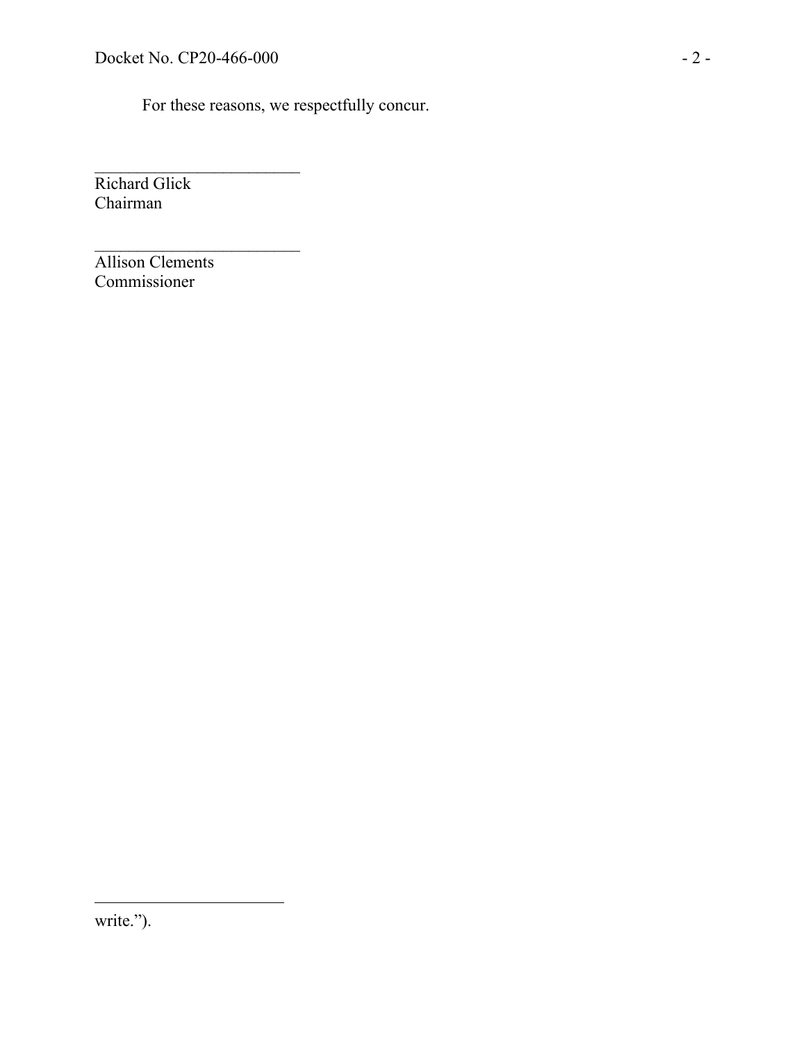For these reasons, we respectfully concur.

\_\_\_\_\_\_\_\_\_\_\_\_\_\_\_\_\_\_\_\_\_\_\_\_

Richard Glick
Chairman

\_\_\_\_\_\_\_\_\_\_\_\_\_\_\_\_\_\_\_\_\_\_\_\_

Allison Clements
Commissioner

---

write.").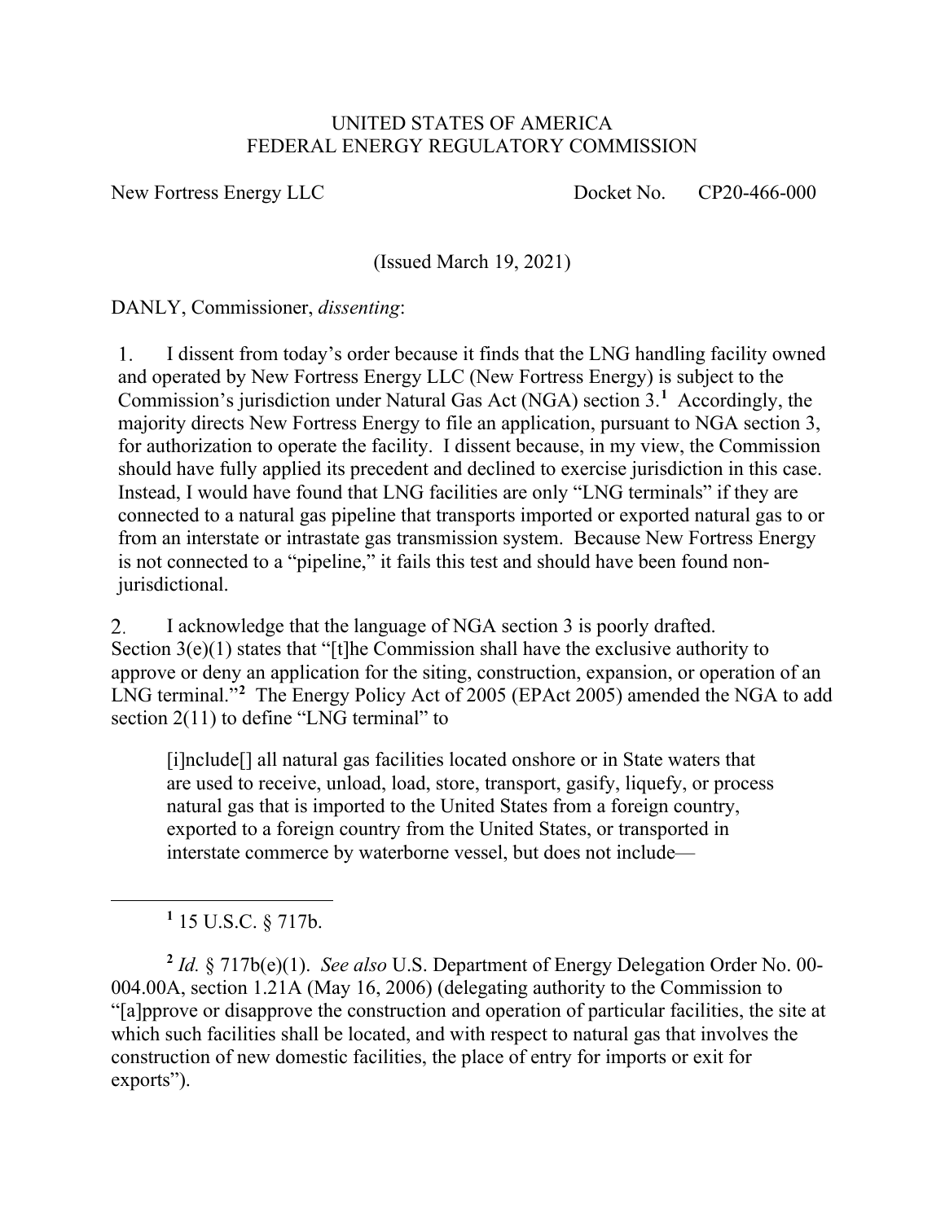UNITED STATES OF AMERICA
FEDERAL ENERGY REGULATORY COMMISSION

New Fortress Energy LLC Docket No. CP20-466-000

(Issued March 19, 2021)

DANLY, Commissioner, *dissenting*:

1. I dissent from today's order because it finds that the LNG handling facility owned and operated by New Fortress Energy LLC (New Fortress Energy) is subject to the Commission's jurisdiction under Natural Gas Act (NGA) section 3.[1] Accordingly, the majority directs New Fortress Energy to file an application, pursuant to NGA section 3, for authorization to operate the facility. I dissent because, in my view, the Commission should have fully applied its precedent and declined to exercise jurisdiction in this case. Instead, I would have found that LNG facilities are only "LNG terminals" if they are connected to a natural gas pipeline that transports imported or exported natural gas to or from an interstate or intrastate gas transmission system. Because New Fortress Energy is not connected to a "pipeline," it fails this test and should have been found non-jurisdictional.

2. I acknowledge that the language of NGA section 3 is poorly drafted. Section 3(e)(1) states that "[t]he Commission shall have the exclusive authority to approve or deny an application for the siting, construction, expansion, or operation of an LNG terminal."[2] The Energy Policy Act of 2005 (EPAct 2005) amended the NGA to add section 2(11) to define "LNG terminal" to

> [i]nclude[] all natural gas facilities located onshore or in State waters that are used to receive, unload, load, store, transport, gasify, liquefy, or process natural gas that is imported to the United States from a foreign country, exported to a foreign country from the United States, or transported in interstate commerce by waterborne vessel, but does not include—

[1] 15 U.S.C. § 717b.

[2] *Id.* § 717b(e)(1). *See also* U.S. Department of Energy Delegation Order No. 00-004.00A, section 1.21A (May 16, 2006) (delegating authority to the Commission to "[a]pprove or disapprove the construction and operation of particular facilities, the site at which such facilities shall be located, and with respect to natural gas that involves the construction of new domestic facilities, the place of entry for imports or exit for exports").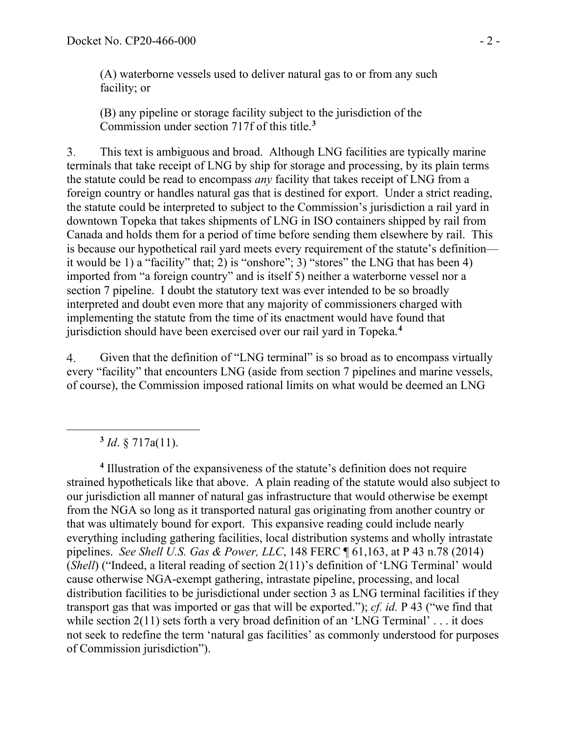(A) waterborne vessels used to deliver natural gas to or from any such facility; or

(B) any pipeline or storage facility subject to the jurisdiction of the Commission under section 717f of this title.[3]

3. This text is ambiguous and broad. Although LNG facilities are typically marine terminals that take receipt of LNG by ship for storage and processing, by its plain terms the statute could be read to encompass *any* facility that takes receipt of LNG from a foreign country or handles natural gas that is destined for export. Under a strict reading, the statute could be interpreted to subject to the Commission's jurisdiction a rail yard in downtown Topeka that takes shipments of LNG in ISO containers shipped by rail from Canada and holds them for a period of time before sending them elsewhere by rail. This is because our hypothetical rail yard meets every requirement of the statute's definition—it would be 1) a "facility" that; 2) is "onshore"; 3) "stores" the LNG that has been 4) imported from "a foreign country" and is itself 5) neither a waterborne vessel nor a section 7 pipeline. I doubt the statutory text was ever intended to be so broadly interpreted and doubt even more that any majority of commissioners charged with implementing the statute from the time of its enactment would have found that jurisdiction should have been exercised over our rail yard in Topeka.[4]

4. Given that the definition of "LNG terminal" is so broad as to encompass virtually every "facility" that encounters LNG (aside from section 7 pipelines and marine vessels, of course), the Commission imposed rational limits on what would be deemed an LNG

---

[3] *Id*. § 717a(11).

[4] Illustration of the expansiveness of the statute's definition does not require strained hypotheticals like that above. A plain reading of the statute would also subject to our jurisdiction all manner of natural gas infrastructure that would otherwise be exempt from the NGA so long as it transported natural gas originating from another country or that was ultimately bound for export. This expansive reading could include nearly everything including gathering facilities, local distribution systems and wholly intrastate pipelines. *See Shell U.S. Gas & Power, LLC*, 148 FERC ¶ 61,163, at P 43 n.78 (2014) (*Shell*) ("Indeed, a literal reading of section 2(11)'s definition of 'LNG Terminal' would cause otherwise NGA-exempt gathering, intrastate pipeline, processing, and local distribution facilities to be jurisdictional under section 3 as LNG terminal facilities if they transport gas that was imported or gas that will be exported."); *cf. id.* P 43 ("we find that while section 2(11) sets forth a very broad definition of an 'LNG Terminal' . . . it does not seek to redefine the term 'natural gas facilities' as commonly understood for purposes of Commission jurisdiction").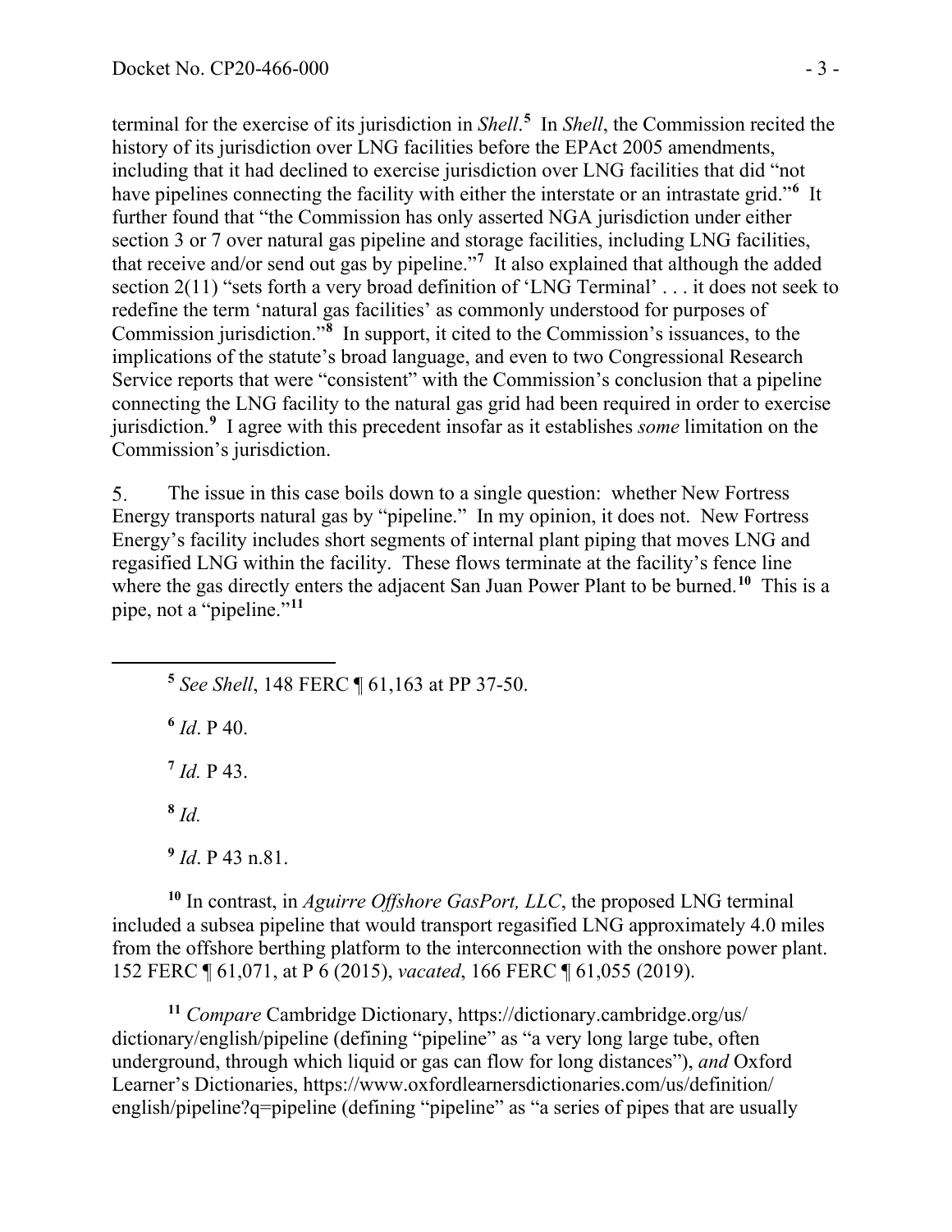terminal for the exercise of its jurisdiction in *Shell*.[5] In *Shell*, the Commission recited the history of its jurisdiction over LNG facilities before the EPAct 2005 amendments, including that it had declined to exercise jurisdiction over LNG facilities that did "not have pipelines connecting the facility with either the interstate or an intrastate grid."[6] It further found that "the Commission has only asserted NGA jurisdiction under either section 3 or 7 over natural gas pipeline and storage facilities, including LNG facilities, that receive and/or send out gas by pipeline."[7] It also explained that although the added section 2(11) "sets forth a very broad definition of 'LNG Terminal' . . . it does not seek to redefine the term 'natural gas facilities' as commonly understood for purposes of Commission jurisdiction."[8] In support, it cited to the Commission's issuances, to the implications of the statute's broad language, and even to two Congressional Research Service reports that were "consistent" with the Commission's conclusion that a pipeline connecting the LNG facility to the natural gas grid had been required in order to exercise jurisdiction.[9] I agree with this precedent insofar as it establishes *some* limitation on the Commission's jurisdiction.

5. The issue in this case boils down to a single question: whether New Fortress Energy transports natural gas by "pipeline." In my opinion, it does not. New Fortress Energy's facility includes short segments of internal plant piping that moves LNG and regasified LNG within the facility. These flows terminate at the facility's fence line where the gas directly enters the adjacent San Juan Power Plant to be burned.[10] This is a pipe, not a "pipeline."[11]

---

[5] *See Shell*, 148 FERC ¶ 61,163 at PP 37-50.

[6] *Id*. P 40.

[7] *Id.* P 43.

[8] *Id.*

[9] *Id*. P 43 n.81.

[10] In contrast, in *Aguirre Offshore GasPort, LLC*, the proposed LNG terminal included a subsea pipeline that would transport regasified LNG approximately 4.0 miles from the offshore berthing platform to the interconnection with the onshore power plant. 152 FERC ¶ 61,071, at P 6 (2015), *vacated*, 166 FERC ¶ 61,055 (2019).

[11] *Compare* Cambridge Dictionary, https://dictionary.cambridge.org/us/dictionary/english/pipeline (defining "pipeline" as "a very long large tube, often underground, through which liquid or gas can flow for long distances"), *and* Oxford Learner's Dictionaries, https://www.oxfordlearnersdictionaries.com/us/definition/english/pipeline?q=pipeline (defining "pipeline" as "a series of pipes that are usually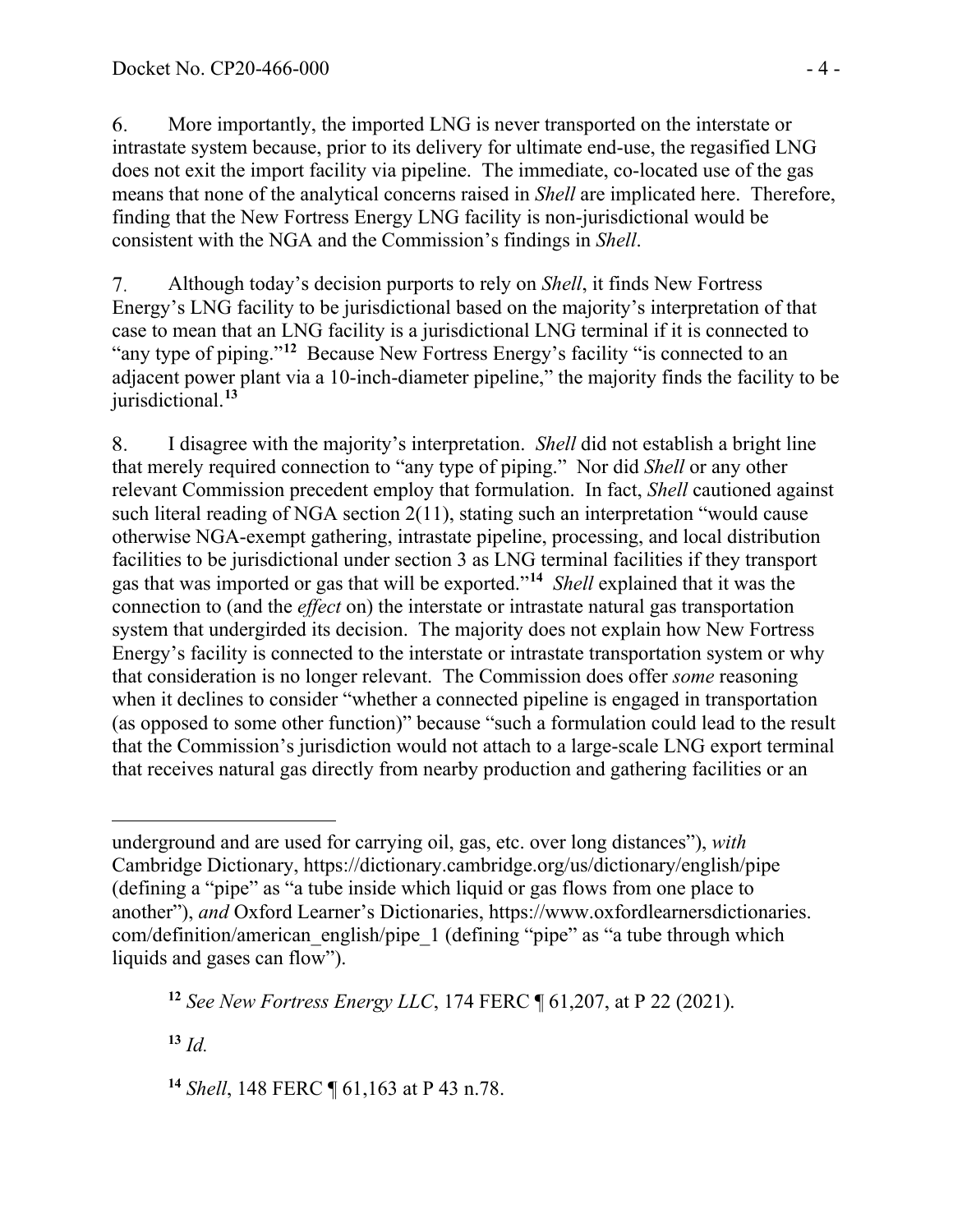6. More importantly, the imported LNG is never transported on the interstate or intrastate system because, prior to its delivery for ultimate end-use, the regasified LNG does not exit the import facility via pipeline. The immediate, co-located use of the gas means that none of the analytical concerns raised in *Shell* are implicated here. Therefore, finding that the New Fortress Energy LNG facility is non-jurisdictional would be consistent with the NGA and the Commission's findings in *Shell*.

7. Although today's decision purports to rely on *Shell*, it finds New Fortress Energy's LNG facility to be jurisdictional based on the majority's interpretation of that case to mean that an LNG facility is a jurisdictional LNG terminal if it is connected to "any type of piping."[12] Because New Fortress Energy's facility "is connected to an adjacent power plant via a 10-inch-diameter pipeline," the majority finds the facility to be jurisdictional.[13]

8. I disagree with the majority's interpretation. *Shell* did not establish a bright line that merely required connection to "any type of piping." Nor did *Shell* or any other relevant Commission precedent employ that formulation. In fact, *Shell* cautioned against such literal reading of NGA section 2(11), stating such an interpretation "would cause otherwise NGA-exempt gathering, intrastate pipeline, processing, and local distribution facilities to be jurisdictional under section 3 as LNG terminal facilities if they transport gas that was imported or gas that will be exported."[14] *Shell* explained that it was the connection to (and the *effect* on) the interstate or intrastate natural gas transportation system that undergirded its decision. The majority does not explain how New Fortress Energy's facility is connected to the interstate or intrastate transportation system or why that consideration is no longer relevant. The Commission does offer *some* reasoning when it declines to consider "whether a connected pipeline is engaged in transportation (as opposed to some other function)" because "such a formulation could lead to the result that the Commission's jurisdiction would not attach to a large-scale LNG export terminal that receives natural gas directly from nearby production and gathering facilities or an

---

underground and are used for carrying oil, gas, etc. over long distances"), *with* Cambridge Dictionary, https://dictionary.cambridge.org/us/dictionary/english/pipe (defining a "pipe" as "a tube inside which liquid or gas flows from one place to another"), *and* Oxford Learner's Dictionaries, https://www.oxfordlearnersdictionaries.com/definition/american_english/pipe_1 (defining "pipe" as "a tube through which liquids and gases can flow").

[12] *See New Fortress Energy LLC*, 174 FERC ¶ 61,207, at P 22 (2021).

[13] *Id.*

[14] *Shell*, 148 FERC ¶ 61,163 at P 43 n.78.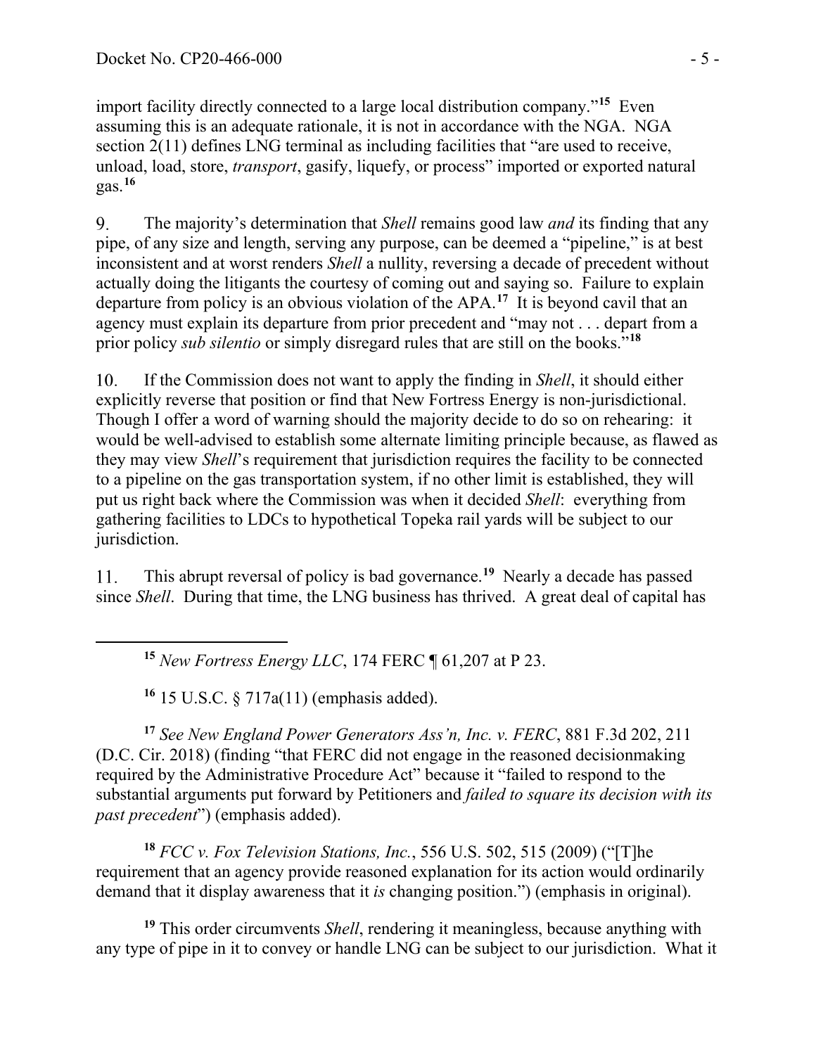import facility directly connected to a large local distribution company."[15] Even assuming this is an adequate rationale, it is not in accordance with the NGA. NGA section 2(11) defines LNG terminal as including facilities that "are used to receive, unload, load, store, *transport*, gasify, liquefy, or process" imported or exported natural gas.[16]

9. The majority's determination that *Shell* remains good law *and* its finding that any pipe, of any size and length, serving any purpose, can be deemed a "pipeline," is at best inconsistent and at worst renders *Shell* a nullity, reversing a decade of precedent without actually doing the litigants the courtesy of coming out and saying so. Failure to explain departure from policy is an obvious violation of the APA.[17] It is beyond cavil that an agency must explain its departure from prior precedent and "may not . . . depart from a prior policy *sub silentio* or simply disregard rules that are still on the books."[18]

10. If the Commission does not want to apply the finding in *Shell*, it should either explicitly reverse that position or find that New Fortress Energy is non-jurisdictional. Though I offer a word of warning should the majority decide to do so on rehearing: it would be well-advised to establish some alternate limiting principle because, as flawed as they may view *Shell*'s requirement that jurisdiction requires the facility to be connected to a pipeline on the gas transportation system, if no other limit is established, they will put us right back where the Commission was when it decided *Shell*: everything from gathering facilities to LDCs to hypothetical Topeka rail yards will be subject to our jurisdiction.

11. This abrupt reversal of policy is bad governance.[19] Nearly a decade has passed since *Shell*. During that time, the LNG business has thrived. A great deal of capital has

---

[15] *New Fortress Energy LLC*, 174 FERC ¶ 61,207 at P 23.

[16] 15 U.S.C. § 717a(11) (emphasis added).

[17] *See New England Power Generators Ass'n, Inc. v. FERC*, 881 F.3d 202, 211 (D.C. Cir. 2018) (finding "that FERC did not engage in the reasoned decisionmaking required by the Administrative Procedure Act" because it "failed to respond to the substantial arguments put forward by Petitioners and *failed to square its decision with its past precedent*") (emphasis added).

[18] *FCC v. Fox Television Stations, Inc.*, 556 U.S. 502, 515 (2009) ("[T]he requirement that an agency provide reasoned explanation for its action would ordinarily demand that it display awareness that it *is* changing position.") (emphasis in original).

[19] This order circumvents *Shell*, rendering it meaningless, because anything with any type of pipe in it to convey or handle LNG can be subject to our jurisdiction. What it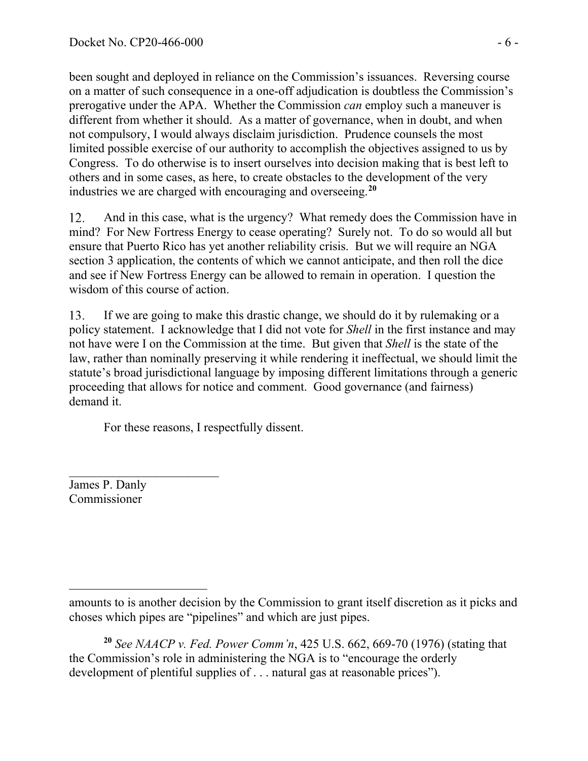been sought and deployed in reliance on the Commission's issuances. Reversing course on a matter of such consequence in a one-off adjudication is doubtless the Commission's prerogative under the APA. Whether the Commission *can* employ such a maneuver is different from whether it should. As a matter of governance, when in doubt, and when not compulsory, I would always disclaim jurisdiction. Prudence counsels the most limited possible exercise of our authority to accomplish the objectives assigned to us by Congress. To do otherwise is to insert ourselves into decision making that is best left to others and in some cases, as here, to create obstacles to the development of the very industries we are charged with encouraging and overseeing.[20]

12. And in this case, what is the urgency? What remedy does the Commission have in mind? For New Fortress Energy to cease operating? Surely not. To do so would all but ensure that Puerto Rico has yet another reliability crisis. But we will require an NGA section 3 application, the contents of which we cannot anticipate, and then roll the dice and see if New Fortress Energy can be allowed to remain in operation. I question the wisdom of this course of action.

13. If we are going to make this drastic change, we should do it by rulemaking or a policy statement. I acknowledge that I did not vote for *Shell* in the first instance and may not have were I on the Commission at the time. But given that *Shell* is the state of the law, rather than nominally preserving it while rendering it ineffectual, we should limit the statute's broad jurisdictional language by imposing different limitations through a generic proceeding that allows for notice and comment. Good governance (and fairness) demand it.

For these reasons, I respectfully dissent.

______________________________
James P. Danly
Commissioner

---

amounts to is another decision by the Commission to grant itself discretion as it picks and choses which pipes are "pipelines" and which are just pipes.

[20] *See NAACP v. Fed. Power Comm'n*, 425 U.S. 662, 669-70 (1976) (stating that the Commission's role in administering the NGA is to "encourage the orderly development of plentiful supplies of . . . natural gas at reasonable prices").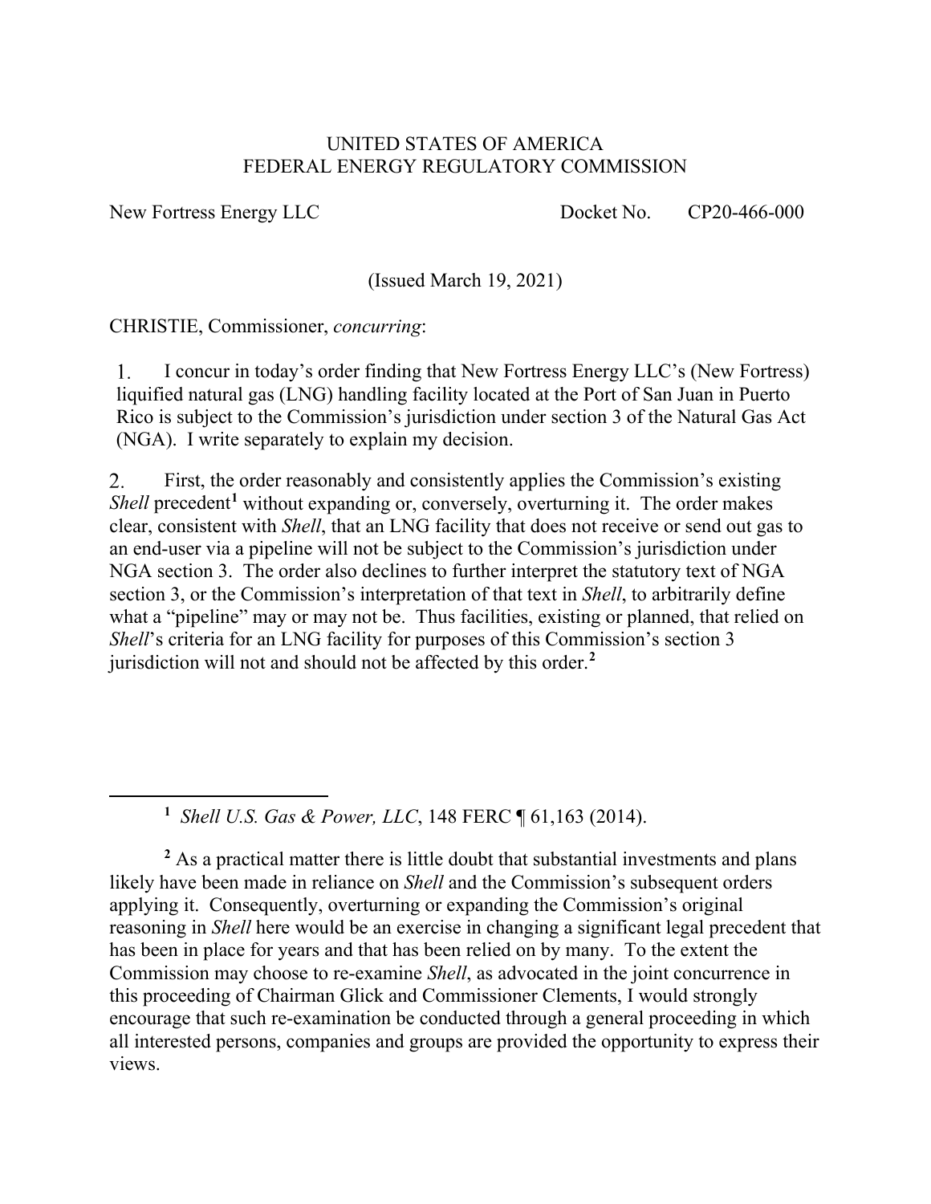UNITED STATES OF AMERICA
FEDERAL ENERGY REGULATORY COMMISSION

New Fortress Energy LLC Docket No. CP20-466-000

(Issued March 19, 2021)

CHRISTIE, Commissioner, *concurring*:

1. I concur in today's order finding that New Fortress Energy LLC's (New Fortress) liquified natural gas (LNG) handling facility located at the Port of San Juan in Puerto Rico is subject to the Commission's jurisdiction under section 3 of the Natural Gas Act (NGA). I write separately to explain my decision.

2. First, the order reasonably and consistently applies the Commission's existing *Shell* precedent[1] without expanding or, conversely, overturning it. The order makes clear, consistent with *Shell*, that an LNG facility that does not receive or send out gas to an end-user via a pipeline will not be subject to the Commission's jurisdiction under NGA section 3. The order also declines to further interpret the statutory text of NGA section 3, or the Commission's interpretation of that text in *Shell*, to arbitrarily define what a "pipeline" may or may not be. Thus facilities, existing or planned, that relied on *Shell*'s criteria for an LNG facility for purposes of this Commission's section 3 jurisdiction will not and should not be affected by this order.[2]

---

[1] *Shell U.S. Gas & Power, LLC*, 148 FERC ¶ 61,163 (2014).

[2] As a practical matter there is little doubt that substantial investments and plans likely have been made in reliance on *Shell* and the Commission's subsequent orders applying it. Consequently, overturning or expanding the Commission's original reasoning in *Shell* here would be an exercise in changing a significant legal precedent that has been in place for years and that has been relied on by many. To the extent the Commission may choose to re-examine *Shell*, as advocated in the joint concurrence in this proceeding of Chairman Glick and Commissioner Clements, I would strongly encourage that such re-examination be conducted through a general proceeding in which all interested persons, companies and groups are provided the opportunity to express their views.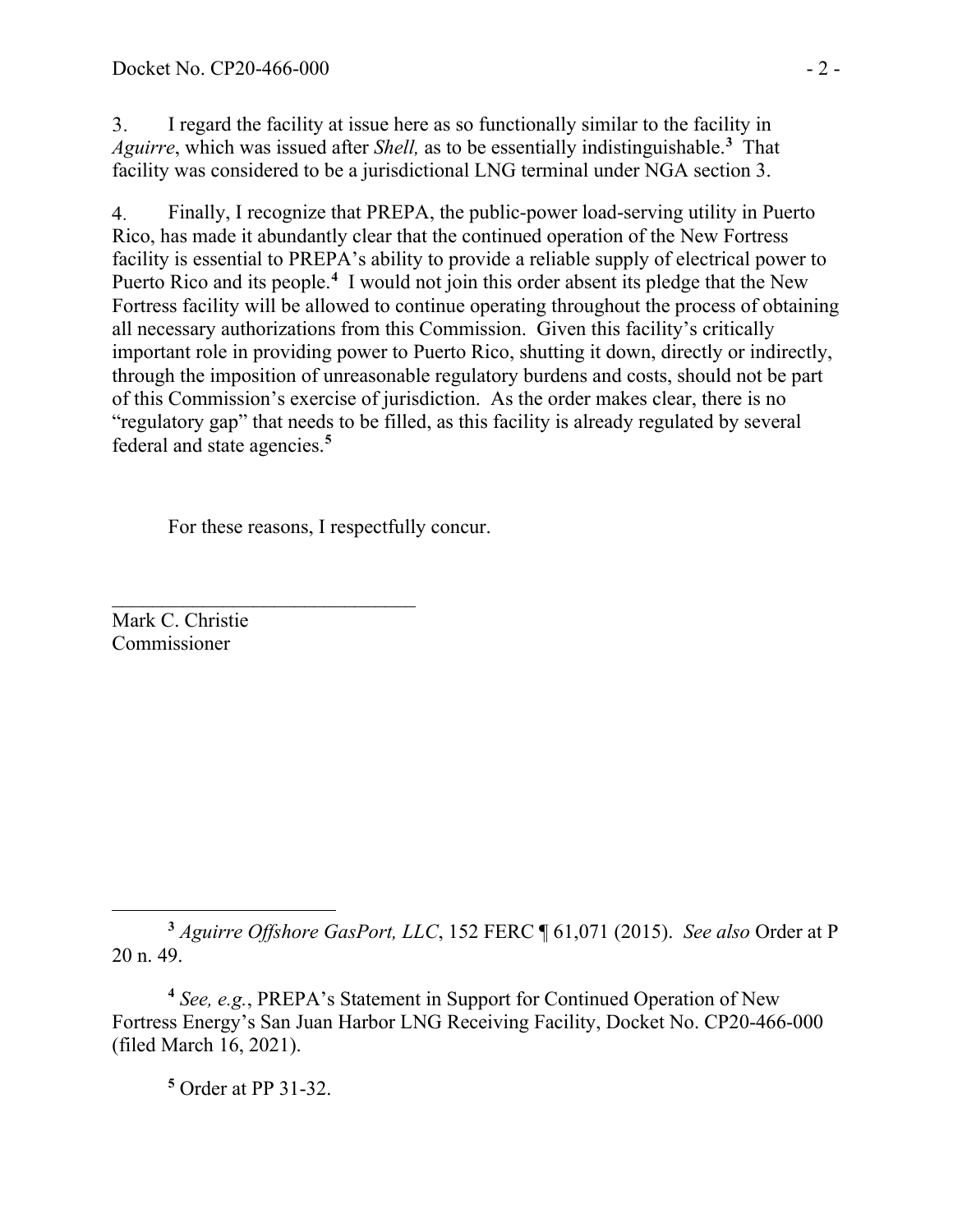3. I regard the facility at issue here as so functionally similar to the facility in *Aguirre*, which was issued after *Shell,* as to be essentially indistinguishable.[3] That facility was considered to be a jurisdictional LNG terminal under NGA section 3.

4. Finally, I recognize that PREPA, the public-power load-serving utility in Puerto Rico, has made it abundantly clear that the continued operation of the New Fortress facility is essential to PREPA's ability to provide a reliable supply of electrical power to Puerto Rico and its people.[4] I would not join this order absent its pledge that the New Fortress facility will be allowed to continue operating throughout the process of obtaining all necessary authorizations from this Commission. Given this facility's critically important role in providing power to Puerto Rico, shutting it down, directly or indirectly, through the imposition of unreasonable regulatory burdens and costs, should not be part of this Commission's exercise of jurisdiction. As the order makes clear, there is no "regulatory gap" that needs to be filled, as this facility is already regulated by several federal and state agencies.[5]

For these reasons, I respectfully concur.

______________________________
Mark C. Christie
Commissioner

---

[3] *Aguirre Offshore GasPort, LLC*, 152 FERC ¶ 61,071 (2015). *See also* Order at P 20 n. 49.

[4] *See, e.g.*, PREPA's Statement in Support for Continued Operation of New Fortress Energy's San Juan Harbor LNG Receiving Facility, Docket No. CP20-466-000 (filed March 16, 2021).

[5] Order at PP 31-32.